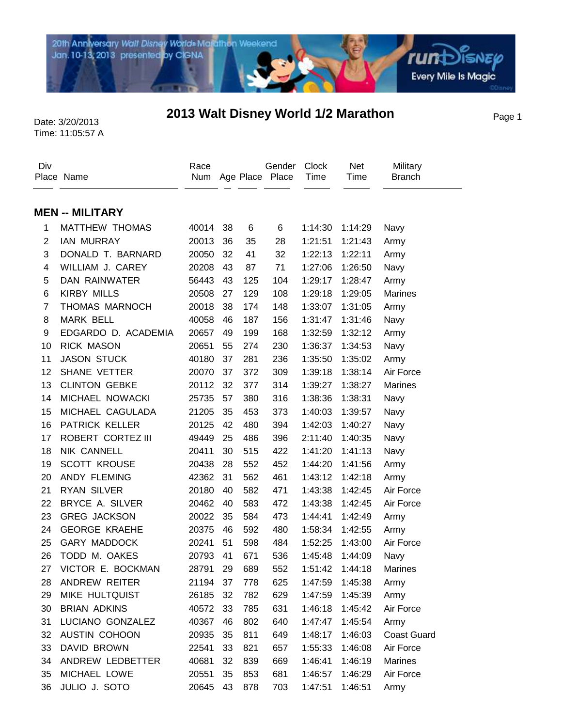20th Anniversary Walt Disney World® Marathon Weekend
Jan. 10-13, 2013 presented by CIGNA

runDisney Every Mile Is Magic

# 2013 Walt Disney World 1/2 Marathon

Date: 3/20/2013
Time: 11:05:57 A

## MEN -- MILITARY

| Div Place | Name | Race Num | Age | Place | Gender Place | Clock Time | Net Time | Military Branch |
|---|---|---|---|---|---|---|---|---|
| 1 | MATTHEW THOMAS | 40014 | 38 | 6 | 6 | 1:14:30 | 1:14:29 | Navy |
| 2 | IAN MURRAY | 20013 | 36 | 35 | 28 | 1:21:51 | 1:21:43 | Army |
| 3 | DONALD T. BARNARD | 20050 | 32 | 41 | 32 | 1:22:13 | 1:22:11 | Army |
| 4 | WILLIAM J. CAREY | 20208 | 43 | 87 | 71 | 1:27:06 | 1:26:50 | Navy |
| 5 | DAN RAINWATER | 56443 | 43 | 125 | 104 | 1:29:17 | 1:28:47 | Army |
| 6 | KIRBY MILLS | 20508 | 27 | 129 | 108 | 1:29:18 | 1:29:05 | Marines |
| 7 | THOMAS MARNOCH | 20018 | 38 | 174 | 148 | 1:33:07 | 1:31:05 | Army |
| 8 | MARK BELL | 40058 | 46 | 187 | 156 | 1:31:47 | 1:31:46 | Navy |
| 9 | EDGARDO D. ACADEMIA | 20657 | 49 | 199 | 168 | 1:32:59 | 1:32:12 | Army |
| 10 | RICK MASON | 20651 | 55 | 274 | 230 | 1:36:37 | 1:34:53 | Navy |
| 11 | JASON STUCK | 40180 | 37 | 281 | 236 | 1:35:50 | 1:35:02 | Army |
| 12 | SHANE VETTER | 20070 | 37 | 372 | 309 | 1:39:18 | 1:38:14 | Air Force |
| 13 | CLINTON GEBKE | 20112 | 32 | 377 | 314 | 1:39:27 | 1:38:27 | Marines |
| 14 | MICHAEL NOWACKI | 25735 | 57 | 380 | 316 | 1:38:36 | 1:38:31 | Navy |
| 15 | MICHAEL CAGULADA | 21205 | 35 | 453 | 373 | 1:40:03 | 1:39:57 | Navy |
| 16 | PATRICK KELLER | 20125 | 42 | 480 | 394 | 1:42:03 | 1:40:27 | Navy |
| 17 | ROBERT CORTEZ III | 49449 | 25 | 486 | 396 | 2:11:40 | 1:40:35 | Navy |
| 18 | NIK CANNELL | 20411 | 30 | 515 | 422 | 1:41:20 | 1:41:13 | Navy |
| 19 | SCOTT KROUSE | 20438 | 28 | 552 | 452 | 1:44:20 | 1:41:56 | Army |
| 20 | ANDY FLEMING | 42362 | 31 | 562 | 461 | 1:43:12 | 1:42:18 | Army |
| 21 | RYAN SILVER | 20180 | 40 | 582 | 471 | 1:43:38 | 1:42:45 | Air Force |
| 22 | BRYCE A. SILVER | 20462 | 40 | 583 | 472 | 1:43:38 | 1:42:45 | Air Force |
| 23 | GREG JACKSON | 20022 | 35 | 584 | 473 | 1:44:41 | 1:42:49 | Army |
| 24 | GEORGE KRAEHE | 20375 | 46 | 592 | 480 | 1:58:34 | 1:42:55 | Army |
| 25 | GARY MADDOCK | 20241 | 51 | 598 | 484 | 1:52:25 | 1:43:00 | Air Force |
| 26 | TODD M. OAKES | 20793 | 41 | 671 | 536 | 1:45:48 | 1:44:09 | Navy |
| 27 | VICTOR E. BOCKMAN | 28791 | 29 | 689 | 552 | 1:51:42 | 1:44:18 | Marines |
| 28 | ANDREW REITER | 21194 | 37 | 778 | 625 | 1:47:59 | 1:45:38 | Army |
| 29 | MIKE HULTQUIST | 26185 | 32 | 782 | 629 | 1:47:59 | 1:45:39 | Army |
| 30 | BRIAN ADKINS | 40572 | 33 | 785 | 631 | 1:46:18 | 1:45:42 | Air Force |
| 31 | LUCIANO GONZALEZ | 40367 | 46 | 802 | 640 | 1:47:47 | 1:45:54 | Army |
| 32 | AUSTIN COHOON | 20935 | 35 | 811 | 649 | 1:48:17 | 1:46:03 | Coast Guard |
| 33 | DAVID BROWN | 22541 | 33 | 821 | 657 | 1:55:33 | 1:46:08 | Air Force |
| 34 | ANDREW LEDBETTER | 40681 | 32 | 839 | 669 | 1:46:41 | 1:46:19 | Marines |
| 35 | MICHAEL LOWE | 20551 | 35 | 853 | 681 | 1:46:57 | 1:46:29 | Air Force |
| 36 | JULIO J. SOTO | 20645 | 43 | 878 | 703 | 1:47:51 | 1:46:51 | Army |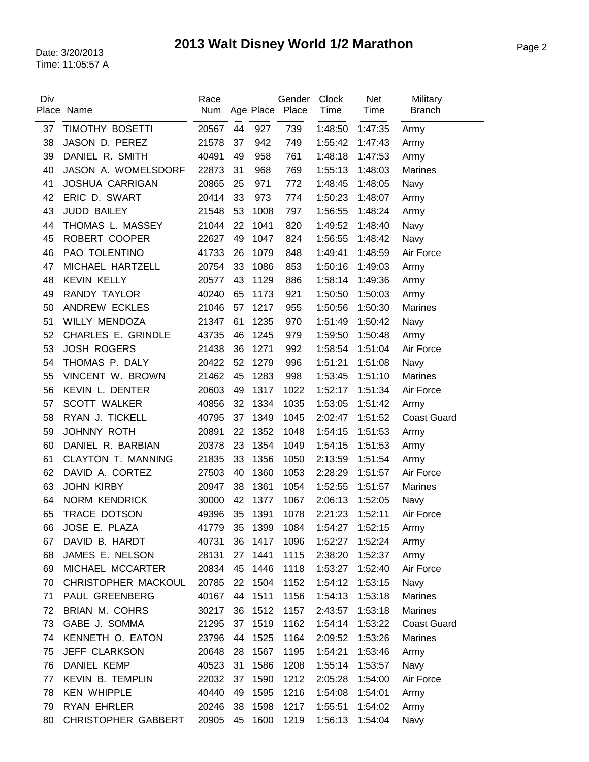# 2013 Walt Disney World 1/2 Marathon

Date: 3/20/2013
Time: 11:05:57 A

| Div Place | Name | Race Num | Age | Place | Gender Place | Clock Time | Net Time | Military Branch |
|---|---|---|---|---|---|---|---|---|
| 37 | TIMOTHY BOSETTI | 20567 | 44 | 927 | 739 | 1:48:50 | 1:47:35 | Army |
| 38 | JASON D. PEREZ | 21578 | 37 | 942 | 749 | 1:55:42 | 1:47:43 | Army |
| 39 | DANIEL R. SMITH | 40491 | 49 | 958 | 761 | 1:48:18 | 1:47:53 | Army |
| 40 | JASON A. WOMELSDORF | 22873 | 31 | 968 | 769 | 1:55:13 | 1:48:03 | Marines |
| 41 | JOSHUA CARRIGAN | 20865 | 25 | 971 | 772 | 1:48:45 | 1:48:05 | Navy |
| 42 | ERIC D. SWART | 20414 | 33 | 973 | 774 | 1:50:23 | 1:48:07 | Army |
| 43 | JUDD BAILEY | 21548 | 53 | 1008 | 797 | 1:56:55 | 1:48:24 | Army |
| 44 | THOMAS L. MASSEY | 21044 | 22 | 1041 | 820 | 1:49:52 | 1:48:40 | Navy |
| 45 | ROBERT COOPER | 22627 | 49 | 1047 | 824 | 1:56:55 | 1:48:42 | Navy |
| 46 | PAO TOLENTINO | 41733 | 26 | 1079 | 848 | 1:49:41 | 1:48:59 | Air Force |
| 47 | MICHAEL HARTZELL | 20754 | 33 | 1086 | 853 | 1:50:16 | 1:49:03 | Army |
| 48 | KEVIN KELLY | 20577 | 43 | 1129 | 886 | 1:58:14 | 1:49:36 | Army |
| 49 | RANDY TAYLOR | 40240 | 65 | 1173 | 921 | 1:50:50 | 1:50:03 | Army |
| 50 | ANDREW ECKLES | 21046 | 57 | 1217 | 955 | 1:50:56 | 1:50:30 | Marines |
| 51 | WILLY MENDOZA | 21347 | 61 | 1235 | 970 | 1:51:49 | 1:50:42 | Navy |
| 52 | CHARLES E. GRINDLE | 43735 | 46 | 1245 | 979 | 1:59:50 | 1:50:48 | Army |
| 53 | JOSH ROGERS | 21438 | 36 | 1271 | 992 | 1:58:54 | 1:51:04 | Air Force |
| 54 | THOMAS P. DALY | 20422 | 52 | 1279 | 996 | 1:51:21 | 1:51:08 | Navy |
| 55 | VINCENT W. BROWN | 21462 | 45 | 1283 | 998 | 1:53:45 | 1:51:10 | Marines |
| 56 | KEVIN L. DENTER | 20603 | 49 | 1317 | 1022 | 1:52:17 | 1:51:34 | Air Force |
| 57 | SCOTT WALKER | 40856 | 32 | 1334 | 1035 | 1:53:05 | 1:51:42 | Army |
| 58 | RYAN J. TICKELL | 40795 | 37 | 1349 | 1045 | 2:02:47 | 1:51:52 | Coast Guard |
| 59 | JOHNNY ROTH | 20891 | 22 | 1352 | 1048 | 1:54:15 | 1:51:53 | Army |
| 60 | DANIEL R. BARBIAN | 20378 | 23 | 1354 | 1049 | 1:54:15 | 1:51:53 | Army |
| 61 | CLAYTON T. MANNING | 21835 | 33 | 1356 | 1050 | 2:13:59 | 1:51:54 | Army |
| 62 | DAVID A. CORTEZ | 27503 | 40 | 1360 | 1053 | 2:28:29 | 1:51:57 | Air Force |
| 63 | JOHN KIRBY | 20947 | 38 | 1361 | 1054 | 1:52:55 | 1:51:57 | Marines |
| 64 | NORM KENDRICK | 30000 | 42 | 1377 | 1067 | 2:06:13 | 1:52:05 | Navy |
| 65 | TRACE DOTSON | 49396 | 35 | 1391 | 1078 | 2:21:23 | 1:52:11 | Air Force |
| 66 | JOSE E. PLAZA | 41779 | 35 | 1399 | 1084 | 1:54:27 | 1:52:15 | Army |
| 67 | DAVID B. HARDT | 40731 | 36 | 1417 | 1096 | 1:52:27 | 1:52:24 | Army |
| 68 | JAMES E. NELSON | 28131 | 27 | 1441 | 1115 | 2:38:20 | 1:52:37 | Army |
| 69 | MICHAEL MCCARTER | 20834 | 45 | 1446 | 1118 | 1:53:27 | 1:52:40 | Air Force |
| 70 | CHRISTOPHER MACKOUL | 20785 | 22 | 1504 | 1152 | 1:54:12 | 1:53:15 | Navy |
| 71 | PAUL GREENBERG | 40167 | 44 | 1511 | 1156 | 1:54:13 | 1:53:18 | Marines |
| 72 | BRIAN M. COHRS | 30217 | 36 | 1512 | 1157 | 2:43:57 | 1:53:18 | Marines |
| 73 | GABE J. SOMMA | 21295 | 37 | 1519 | 1162 | 1:54:14 | 1:53:22 | Coast Guard |
| 74 | KENNETH O. EATON | 23796 | 44 | 1525 | 1164 | 2:09:52 | 1:53:26 | Marines |
| 75 | JEFF CLARKSON | 20648 | 28 | 1567 | 1195 | 1:54:21 | 1:53:46 | Army |
| 76 | DANIEL KEMP | 40523 | 31 | 1586 | 1208 | 1:55:14 | 1:53:57 | Navy |
| 77 | KEVIN B. TEMPLIN | 22032 | 37 | 1590 | 1212 | 2:05:28 | 1:54:00 | Air Force |
| 78 | KEN WHIPPLE | 40440 | 49 | 1595 | 1216 | 1:54:08 | 1:54:01 | Army |
| 79 | RYAN EHRLER | 20246 | 38 | 1598 | 1217 | 1:55:51 | 1:54:02 | Army |
| 80 | CHRISTOPHER GABBERT | 20905 | 45 | 1600 | 1219 | 1:56:13 | 1:54:04 | Navy |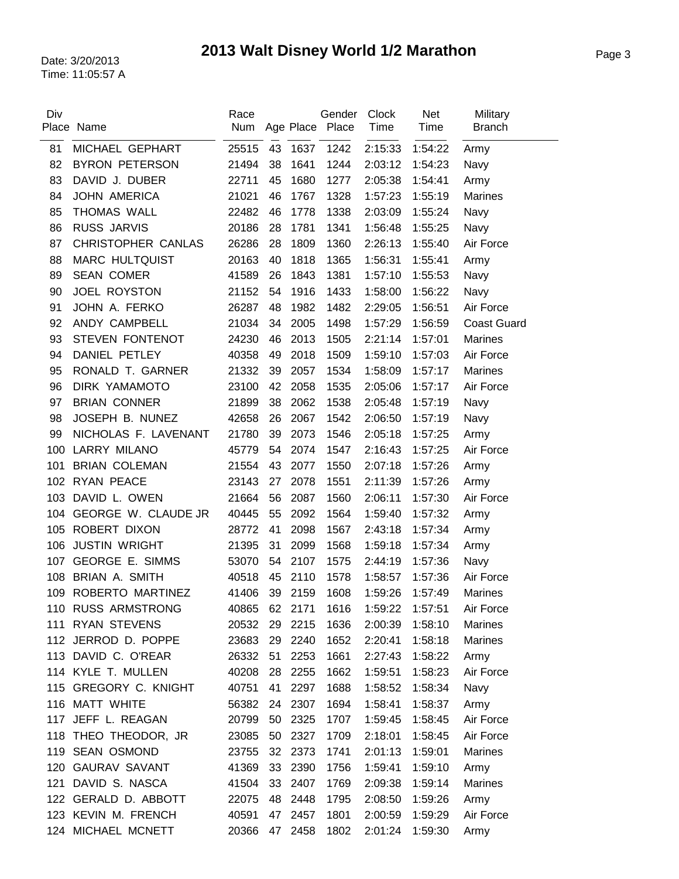# 2013 Walt Disney World 1/2 Marathon

Date: 3/20/2013
Time: 11:05:57 A

| Div Place | Name | Race Num | Age | Place | Gender Place | Clock Time | Net Time | Military Branch |
|---|---|---|---|---|---|---|---|---|
| 81 | MICHAEL GEPHART | 25515 | 43 | 1637 | 1242 | 2:15:33 | 1:54:22 | Army |
| 82 | BYRON PETERSON | 21494 | 38 | 1641 | 1244 | 2:03:12 | 1:54:23 | Navy |
| 83 | DAVID J. DUBER | 22711 | 45 | 1680 | 1277 | 2:05:38 | 1:54:41 | Army |
| 84 | JOHN AMERICA | 21021 | 46 | 1767 | 1328 | 1:57:23 | 1:55:19 | Marines |
| 85 | THOMAS WALL | 22482 | 46 | 1778 | 1338 | 2:03:09 | 1:55:24 | Navy |
| 86 | RUSS JARVIS | 20186 | 28 | 1781 | 1341 | 1:56:48 | 1:55:25 | Navy |
| 87 | CHRISTOPHER CANLAS | 26286 | 28 | 1809 | 1360 | 2:26:13 | 1:55:40 | Air Force |
| 88 | MARC HULTQUIST | 20163 | 40 | 1818 | 1365 | 1:56:31 | 1:55:41 | Army |
| 89 | SEAN COMER | 41589 | 26 | 1843 | 1381 | 1:57:10 | 1:55:53 | Navy |
| 90 | JOEL ROYSTON | 21152 | 54 | 1916 | 1433 | 1:58:00 | 1:56:22 | Navy |
| 91 | JOHN A. FERKO | 26287 | 48 | 1982 | 1482 | 2:29:05 | 1:56:51 | Air Force |
| 92 | ANDY CAMPBELL | 21034 | 34 | 2005 | 1498 | 1:57:29 | 1:56:59 | Coast Guard |
| 93 | STEVEN FONTENOT | 24230 | 46 | 2013 | 1505 | 2:21:14 | 1:57:01 | Marines |
| 94 | DANIEL PETLEY | 40358 | 49 | 2018 | 1509 | 1:59:10 | 1:57:03 | Air Force |
| 95 | RONALD T. GARNER | 21332 | 39 | 2057 | 1534 | 1:58:09 | 1:57:17 | Marines |
| 96 | DIRK YAMAMOTO | 23100 | 42 | 2058 | 1535 | 2:05:06 | 1:57:17 | Air Force |
| 97 | BRIAN CONNER | 21899 | 38 | 2062 | 1538 | 2:05:48 | 1:57:19 | Navy |
| 98 | JOSEPH B. NUNEZ | 42658 | 26 | 2067 | 1542 | 2:06:50 | 1:57:19 | Navy |
| 99 | NICHOLAS F. LAVENANT | 21780 | 39 | 2073 | 1546 | 2:05:18 | 1:57:25 | Army |
| 100 | LARRY MILANO | 45779 | 54 | 2074 | 1547 | 2:16:43 | 1:57:25 | Air Force |
| 101 | BRIAN COLEMAN | 21554 | 43 | 2077 | 1550 | 2:07:18 | 1:57:26 | Army |
| 102 | RYAN PEACE | 23143 | 27 | 2078 | 1551 | 2:11:39 | 1:57:26 | Army |
| 103 | DAVID L. OWEN | 21664 | 56 | 2087 | 1560 | 2:06:11 | 1:57:30 | Air Force |
| 104 | GEORGE W. CLAUDE JR | 40445 | 55 | 2092 | 1564 | 1:59:40 | 1:57:32 | Army |
| 105 | ROBERT DIXON | 28772 | 41 | 2098 | 1567 | 2:43:18 | 1:57:34 | Army |
| 106 | JUSTIN WRIGHT | 21395 | 31 | 2099 | 1568 | 1:59:18 | 1:57:34 | Army |
| 107 | GEORGE E. SIMMS | 53070 | 54 | 2107 | 1575 | 2:44:19 | 1:57:36 | Navy |
| 108 | BRIAN A. SMITH | 40518 | 45 | 2110 | 1578 | 1:58:57 | 1:57:36 | Air Force |
| 109 | ROBERTO MARTINEZ | 41406 | 39 | 2159 | 1608 | 1:59:26 | 1:57:49 | Marines |
| 110 | RUSS ARMSTRONG | 40865 | 62 | 2171 | 1616 | 1:59:22 | 1:57:51 | Air Force |
| 111 | RYAN STEVENS | 20532 | 29 | 2215 | 1636 | 2:00:39 | 1:58:10 | Marines |
| 112 | JERROD D. POPPE | 23683 | 29 | 2240 | 1652 | 2:20:41 | 1:58:18 | Marines |
| 113 | DAVID C. O'REAR | 26332 | 51 | 2253 | 1661 | 2:27:43 | 1:58:22 | Army |
| 114 | KYLE T. MULLEN | 40208 | 28 | 2255 | 1662 | 1:59:51 | 1:58:23 | Air Force |
| 115 | GREGORY C. KNIGHT | 40751 | 41 | 2297 | 1688 | 1:58:52 | 1:58:34 | Navy |
| 116 | MATT WHITE | 56382 | 24 | 2307 | 1694 | 1:58:41 | 1:58:37 | Army |
| 117 | JEFF L. REAGAN | 20799 | 50 | 2325 | 1707 | 1:59:45 | 1:58:45 | Air Force |
| 118 | THEO THEODOR, JR | 23085 | 50 | 2327 | 1709 | 2:18:01 | 1:58:45 | Air Force |
| 119 | SEAN OSMOND | 23755 | 32 | 2373 | 1741 | 2:01:13 | 1:59:01 | Marines |
| 120 | GAURAV SAVANT | 41369 | 33 | 2390 | 1756 | 1:59:41 | 1:59:10 | Army |
| 121 | DAVID S. NASCA | 41504 | 33 | 2407 | 1769 | 2:09:38 | 1:59:14 | Marines |
| 122 | GERALD D. ABBOTT | 22075 | 48 | 2448 | 1795 | 2:08:50 | 1:59:26 | Army |
| 123 | KEVIN M. FRENCH | 40591 | 47 | 2457 | 1801 | 2:00:59 | 1:59:29 | Air Force |
| 124 | MICHAEL MCNETT | 20366 | 47 | 2458 | 1802 | 2:01:24 | 1:59:30 | Army |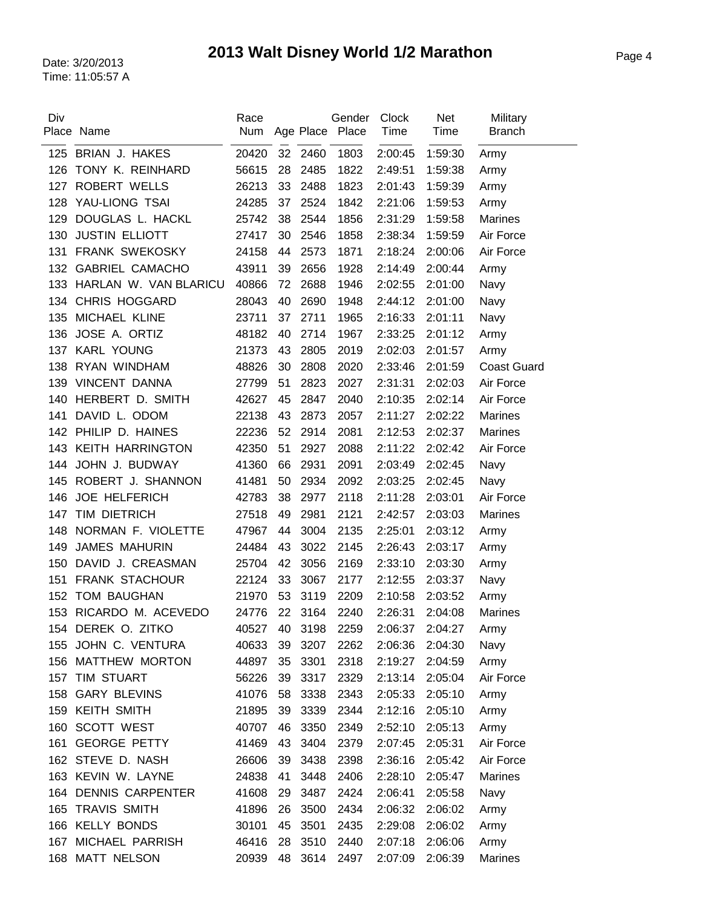# 2013 Walt Disney World 1/2 Marathon

Date: 3/20/2013
Time: 11:05:57 A

| Div Place | Name | Race Num | Age | Place | Gender Place | Clock Time | Net Time | Military Branch |
|---|---|---|---|---|---|---|---|---|
| 125 | BRIAN J. HAKES | 20420 | 32 | 2460 | 1803 | 2:00:45 | 1:59:30 | Army |
| 126 | TONY K. REINHARD | 56615 | 28 | 2485 | 1822 | 2:49:51 | 1:59:38 | Army |
| 127 | ROBERT WELLS | 26213 | 33 | 2488 | 1823 | 2:01:43 | 1:59:39 | Army |
| 128 | YAU-LIONG TSAI | 24285 | 37 | 2524 | 1842 | 2:21:06 | 1:59:53 | Army |
| 129 | DOUGLAS L. HACKL | 25742 | 38 | 2544 | 1856 | 2:31:29 | 1:59:58 | Marines |
| 130 | JUSTIN ELLIOTT | 27417 | 30 | 2546 | 1858 | 2:38:34 | 1:59:59 | Air Force |
| 131 | FRANK SWEKOSKY | 24158 | 44 | 2573 | 1871 | 2:18:24 | 2:00:06 | Air Force |
| 132 | GABRIEL CAMACHO | 43911 | 39 | 2656 | 1928 | 2:14:49 | 2:00:44 | Army |
| 133 | HARLAN W. VAN BLARICU | 40866 | 72 | 2688 | 1946 | 2:02:55 | 2:01:00 | Navy |
| 134 | CHRIS HOGGARD | 28043 | 40 | 2690 | 1948 | 2:44:12 | 2:01:00 | Navy |
| 135 | MICHAEL KLINE | 23711 | 37 | 2711 | 1965 | 2:16:33 | 2:01:11 | Navy |
| 136 | JOSE A. ORTIZ | 48182 | 40 | 2714 | 1967 | 2:33:25 | 2:01:12 | Army |
| 137 | KARL YOUNG | 21373 | 43 | 2805 | 2019 | 2:02:03 | 2:01:57 | Army |
| 138 | RYAN WINDHAM | 48826 | 30 | 2808 | 2020 | 2:33:46 | 2:01:59 | Coast Guard |
| 139 | VINCENT DANNA | 27799 | 51 | 2823 | 2027 | 2:31:31 | 2:02:03 | Air Force |
| 140 | HERBERT D. SMITH | 42627 | 45 | 2847 | 2040 | 2:10:35 | 2:02:14 | Air Force |
| 141 | DAVID L. ODOM | 22138 | 43 | 2873 | 2057 | 2:11:27 | 2:02:22 | Marines |
| 142 | PHILIP D. HAINES | 22236 | 52 | 2914 | 2081 | 2:12:53 | 2:02:37 | Marines |
| 143 | KEITH HARRINGTON | 42350 | 51 | 2927 | 2088 | 2:11:22 | 2:02:42 | Air Force |
| 144 | JOHN J. BUDWAY | 41360 | 66 | 2931 | 2091 | 2:03:49 | 2:02:45 | Navy |
| 145 | ROBERT J. SHANNON | 41481 | 50 | 2934 | 2092 | 2:03:25 | 2:02:45 | Navy |
| 146 | JOE HELFERICH | 42783 | 38 | 2977 | 2118 | 2:11:28 | 2:03:01 | Air Force |
| 147 | TIM DIETRICH | 27518 | 49 | 2981 | 2121 | 2:42:57 | 2:03:03 | Marines |
| 148 | NORMAN F. VIOLETTE | 47967 | 44 | 3004 | 2135 | 2:25:01 | 2:03:12 | Army |
| 149 | JAMES MAHURIN | 24484 | 43 | 3022 | 2145 | 2:26:43 | 2:03:17 | Army |
| 150 | DAVID J. CREASMAN | 25704 | 42 | 3056 | 2169 | 2:33:10 | 2:03:30 | Army |
| 151 | FRANK STACHOUR | 22124 | 33 | 3067 | 2177 | 2:12:55 | 2:03:37 | Navy |
| 152 | TOM BAUGHAN | 21970 | 53 | 3119 | 2209 | 2:10:58 | 2:03:52 | Army |
| 153 | RICARDO M. ACEVEDO | 24776 | 22 | 3164 | 2240 | 2:26:31 | 2:04:08 | Marines |
| 154 | DEREK O. ZITKO | 40527 | 40 | 3198 | 2259 | 2:06:37 | 2:04:27 | Army |
| 155 | JOHN C. VENTURA | 40633 | 39 | 3207 | 2262 | 2:06:36 | 2:04:30 | Navy |
| 156 | MATTHEW MORTON | 44897 | 35 | 3301 | 2318 | 2:19:27 | 2:04:59 | Army |
| 157 | TIM STUART | 56226 | 39 | 3317 | 2329 | 2:13:14 | 2:05:04 | Air Force |
| 158 | GARY BLEVINS | 41076 | 58 | 3338 | 2343 | 2:05:33 | 2:05:10 | Army |
| 159 | KEITH SMITH | 21895 | 39 | 3339 | 2344 | 2:12:16 | 2:05:10 | Army |
| 160 | SCOTT WEST | 40707 | 46 | 3350 | 2349 | 2:52:10 | 2:05:13 | Army |
| 161 | GEORGE PETTY | 41469 | 43 | 3404 | 2379 | 2:07:45 | 2:05:31 | Air Force |
| 162 | STEVE D. NASH | 26606 | 39 | 3438 | 2398 | 2:36:16 | 2:05:42 | Air Force |
| 163 | KEVIN W. LAYNE | 24838 | 41 | 3448 | 2406 | 2:28:10 | 2:05:47 | Marines |
| 164 | DENNIS CARPENTER | 41608 | 29 | 3487 | 2424 | 2:06:41 | 2:05:58 | Navy |
| 165 | TRAVIS SMITH | 41896 | 26 | 3500 | 2434 | 2:06:32 | 2:06:02 | Army |
| 166 | KELLY BONDS | 30101 | 45 | 3501 | 2435 | 2:29:08 | 2:06:02 | Army |
| 167 | MICHAEL PARRISH | 46416 | 28 | 3510 | 2440 | 2:07:18 | 2:06:06 | Army |
| 168 | MATT NELSON | 20939 | 48 | 3614 | 2497 | 2:07:09 | 2:06:39 | Marines |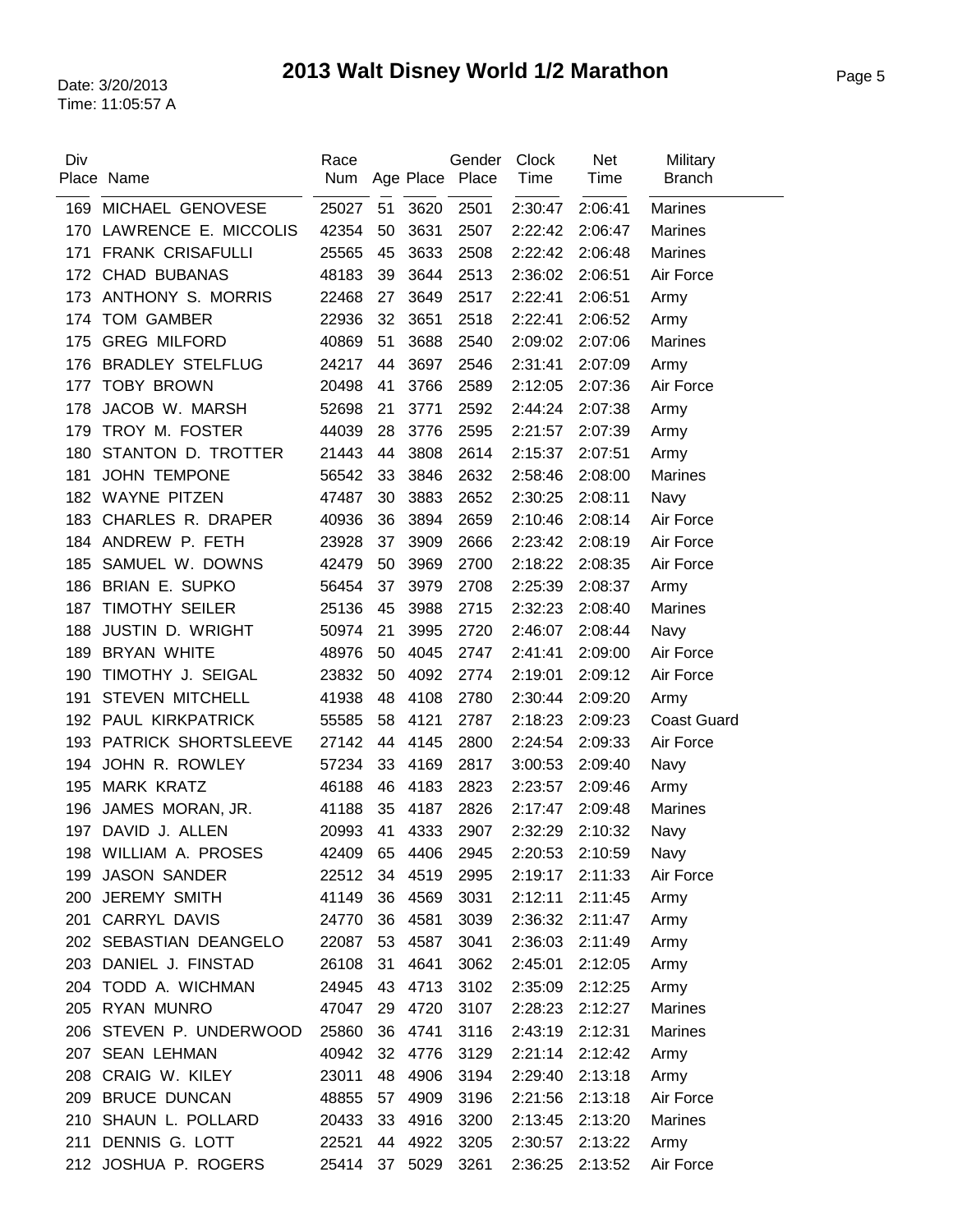# 2013 Walt Disney World 1/2 Marathon

Date: 3/20/2013
Time: 11:05:57 A

| Div Place | Name | Race Num | Age | Age Place | Gender Place | Clock Time | Net Time | Military Branch |
|---|---|---|---|---|---|---|---|---|
| 169 | MICHAEL GENOVESE | 25027 | 51 | 3620 | 2501 | 2:30:47 | 2:06:41 | Marines |
| 170 | LAWRENCE E. MICCOLIS | 42354 | 50 | 3631 | 2507 | 2:22:42 | 2:06:47 | Marines |
| 171 | FRANK CRISAFULLI | 25565 | 45 | 3633 | 2508 | 2:22:42 | 2:06:48 | Marines |
| 172 | CHAD BUBANAS | 48183 | 39 | 3644 | 2513 | 2:36:02 | 2:06:51 | Air Force |
| 173 | ANTHONY S. MORRIS | 22468 | 27 | 3649 | 2517 | 2:22:41 | 2:06:51 | Army |
| 174 | TOM GAMBER | 22936 | 32 | 3651 | 2518 | 2:22:41 | 2:06:52 | Army |
| 175 | GREG MILFORD | 40869 | 51 | 3688 | 2540 | 2:09:02 | 2:07:06 | Marines |
| 176 | BRADLEY STELFLUG | 24217 | 44 | 3697 | 2546 | 2:31:41 | 2:07:09 | Army |
| 177 | TOBY BROWN | 20498 | 41 | 3766 | 2589 | 2:12:05 | 2:07:36 | Air Force |
| 178 | JACOB W. MARSH | 52698 | 21 | 3771 | 2592 | 2:44:24 | 2:07:38 | Army |
| 179 | TROY M. FOSTER | 44039 | 28 | 3776 | 2595 | 2:21:57 | 2:07:39 | Army |
| 180 | STANTON D. TROTTER | 21443 | 44 | 3808 | 2614 | 2:15:37 | 2:07:51 | Army |
| 181 | JOHN TEMPONE | 56542 | 33 | 3846 | 2632 | 2:58:46 | 2:08:00 | Marines |
| 182 | WAYNE PITZEN | 47487 | 30 | 3883 | 2652 | 2:30:25 | 2:08:11 | Navy |
| 183 | CHARLES R. DRAPER | 40936 | 36 | 3894 | 2659 | 2:10:46 | 2:08:14 | Air Force |
| 184 | ANDREW P. FETH | 23928 | 37 | 3909 | 2666 | 2:23:42 | 2:08:19 | Air Force |
| 185 | SAMUEL W. DOWNS | 42479 | 50 | 3969 | 2700 | 2:18:22 | 2:08:35 | Air Force |
| 186 | BRIAN E. SUPKO | 56454 | 37 | 3979 | 2708 | 2:25:39 | 2:08:37 | Army |
| 187 | TIMOTHY SEILER | 25136 | 45 | 3988 | 2715 | 2:32:23 | 2:08:40 | Marines |
| 188 | JUSTIN D. WRIGHT | 50974 | 21 | 3995 | 2720 | 2:46:07 | 2:08:44 | Navy |
| 189 | BRYAN WHITE | 48976 | 50 | 4045 | 2747 | 2:41:41 | 2:09:00 | Air Force |
| 190 | TIMOTHY J. SEIGAL | 23832 | 50 | 4092 | 2774 | 2:19:01 | 2:09:12 | Air Force |
| 191 | STEVEN MITCHELL | 41938 | 48 | 4108 | 2780 | 2:30:44 | 2:09:20 | Army |
| 192 | PAUL KIRKPATRICK | 55585 | 58 | 4121 | 2787 | 2:18:23 | 2:09:23 | Coast Guard |
| 193 | PATRICK SHORTSLEEVE | 27142 | 44 | 4145 | 2800 | 2:24:54 | 2:09:33 | Air Force |
| 194 | JOHN R. ROWLEY | 57234 | 33 | 4169 | 2817 | 3:00:53 | 2:09:40 | Navy |
| 195 | MARK KRATZ | 46188 | 46 | 4183 | 2823 | 2:23:57 | 2:09:46 | Army |
| 196 | JAMES MORAN, JR. | 41188 | 35 | 4187 | 2826 | 2:17:47 | 2:09:48 | Marines |
| 197 | DAVID J. ALLEN | 20993 | 41 | 4333 | 2907 | 2:32:29 | 2:10:32 | Navy |
| 198 | WILLIAM A. PROSES | 42409 | 65 | 4406 | 2945 | 2:20:53 | 2:10:59 | Navy |
| 199 | JASON SANDER | 22512 | 34 | 4519 | 2995 | 2:19:17 | 2:11:33 | Air Force |
| 200 | JEREMY SMITH | 41149 | 36 | 4569 | 3031 | 2:12:11 | 2:11:45 | Army |
| 201 | CARRYL DAVIS | 24770 | 36 | 4581 | 3039 | 2:36:32 | 2:11:47 | Army |
| 202 | SEBASTIAN DEANGELO | 22087 | 53 | 4587 | 3041 | 2:36:03 | 2:11:49 | Army |
| 203 | DANIEL J. FINSTAD | 26108 | 31 | 4641 | 3062 | 2:45:01 | 2:12:05 | Army |
| 204 | TODD A. WICHMAN | 24945 | 43 | 4713 | 3102 | 2:35:09 | 2:12:25 | Army |
| 205 | RYAN MUNRO | 47047 | 29 | 4720 | 3107 | 2:28:23 | 2:12:27 | Marines |
| 206 | STEVEN P. UNDERWOOD | 25860 | 36 | 4741 | 3116 | 2:43:19 | 2:12:31 | Marines |
| 207 | SEAN LEHMAN | 40942 | 32 | 4776 | 3129 | 2:21:14 | 2:12:42 | Army |
| 208 | CRAIG W. KILEY | 23011 | 48 | 4906 | 3194 | 2:29:40 | 2:13:18 | Army |
| 209 | BRUCE DUNCAN | 48855 | 57 | 4909 | 3196 | 2:21:56 | 2:13:18 | Air Force |
| 210 | SHAUN L. POLLARD | 20433 | 33 | 4916 | 3200 | 2:13:45 | 2:13:20 | Marines |
| 211 | DENNIS G. LOTT | 22521 | 44 | 4922 | 3205 | 2:30:57 | 2:13:22 | Army |
| 212 | JOSHUA P. ROGERS | 25414 | 37 | 5029 | 3261 | 2:36:25 | 2:13:52 | Air Force |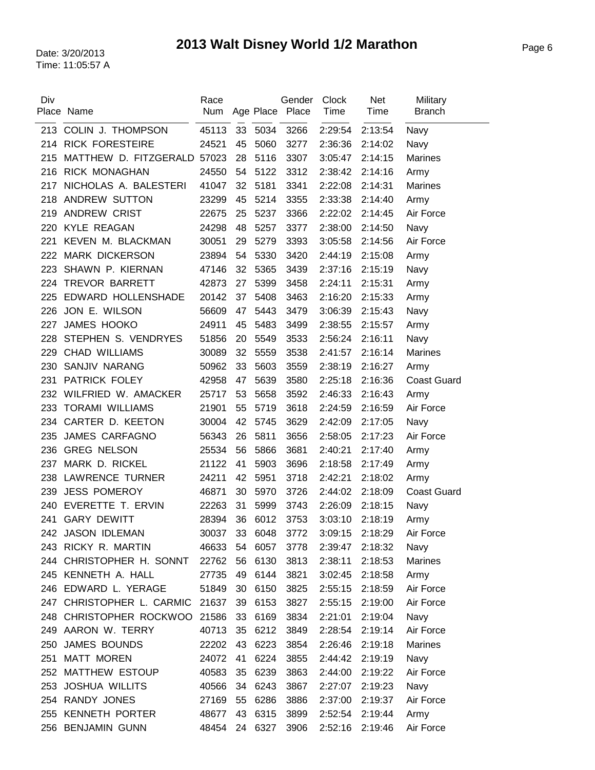# 2013 Walt Disney World 1/2 Marathon

Date: 3/20/2013
Time: 11:05:57 A

| Div Place | Name | Race Num | Age | Place | Gender Place | Clock Time | Net Time | Military Branch |
|---|---|---|---|---|---|---|---|---|
| 213 | COLIN J. THOMPSON | 45113 | 33 | 5034 | 3266 | 2:29:54 | 2:13:54 | Navy |
| 214 | RICK FORESTEIRE | 24521 | 45 | 5060 | 3277 | 2:36:36 | 2:14:02 | Navy |
| 215 | MATTHEW D. FITZGERALD | 57023 | 28 | 5116 | 3307 | 3:05:47 | 2:14:15 | Marines |
| 216 | RICK MONAGHAN | 24550 | 54 | 5122 | 3312 | 2:38:42 | 2:14:16 | Army |
| 217 | NICHOLAS A. BALESTERI | 41047 | 32 | 5181 | 3341 | 2:22:08 | 2:14:31 | Marines |
| 218 | ANDREW SUTTON | 23299 | 45 | 5214 | 3355 | 2:33:38 | 2:14:40 | Army |
| 219 | ANDREW CRIST | 22675 | 25 | 5237 | 3366 | 2:22:02 | 2:14:45 | Air Force |
| 220 | KYLE REAGAN | 24298 | 48 | 5257 | 3377 | 2:38:00 | 2:14:50 | Navy |
| 221 | KEVEN M. BLACKMAN | 30051 | 29 | 5279 | 3393 | 3:05:58 | 2:14:56 | Air Force |
| 222 | MARK DICKERSON | 23894 | 54 | 5330 | 3420 | 2:44:19 | 2:15:08 | Army |
| 223 | SHAWN P. KIERNAN | 47146 | 32 | 5365 | 3439 | 2:37:16 | 2:15:19 | Navy |
| 224 | TREVOR BARRETT | 42873 | 27 | 5399 | 3458 | 2:24:11 | 2:15:31 | Army |
| 225 | EDWARD HOLLENSHADE | 20142 | 37 | 5408 | 3463 | 2:16:20 | 2:15:33 | Army |
| 226 | JON E. WILSON | 56609 | 47 | 5443 | 3479 | 3:06:39 | 2:15:43 | Navy |
| 227 | JAMES HOOKO | 24911 | 45 | 5483 | 3499 | 2:38:55 | 2:15:57 | Army |
| 228 | STEPHEN S. VENDRYES | 51856 | 20 | 5549 | 3533 | 2:56:24 | 2:16:11 | Navy |
| 229 | CHAD WILLIAMS | 30089 | 32 | 5559 | 3538 | 2:41:57 | 2:16:14 | Marines |
| 230 | SANJIV NARANG | 50962 | 33 | 5603 | 3559 | 2:38:19 | 2:16:27 | Army |
| 231 | PATRICK FOLEY | 42958 | 47 | 5639 | 3580 | 2:25:18 | 2:16:36 | Coast Guard |
| 232 | WILFRIED W. AMACKER | 25717 | 53 | 5658 | 3592 | 2:46:33 | 2:16:43 | Army |
| 233 | TORAMI WILLIAMS | 21901 | 55 | 5719 | 3618 | 2:24:59 | 2:16:59 | Air Force |
| 234 | CARTER D. KEETON | 30004 | 42 | 5745 | 3629 | 2:42:09 | 2:17:05 | Navy |
| 235 | JAMES CARFAGNO | 56343 | 26 | 5811 | 3656 | 2:58:05 | 2:17:23 | Air Force |
| 236 | GREG NELSON | 25534 | 56 | 5866 | 3681 | 2:40:21 | 2:17:40 | Army |
| 237 | MARK D. RICKEL | 21122 | 41 | 5903 | 3696 | 2:18:58 | 2:17:49 | Army |
| 238 | LAWRENCE TURNER | 24211 | 42 | 5951 | 3718 | 2:42:21 | 2:18:02 | Army |
| 239 | JESS POMEROY | 46871 | 30 | 5970 | 3726 | 2:44:02 | 2:18:09 | Coast Guard |
| 240 | EVERETTE T. ERVIN | 22263 | 31 | 5999 | 3743 | 2:26:09 | 2:18:15 | Navy |
| 241 | GARY DEWITT | 28394 | 36 | 6012 | 3753 | 3:03:10 | 2:18:19 | Army |
| 242 | JASON IDLEMAN | 30037 | 33 | 6048 | 3772 | 3:09:15 | 2:18:29 | Air Force |
| 243 | RICKY R. MARTIN | 46633 | 54 | 6057 | 3778 | 2:39:47 | 2:18:32 | Navy |
| 244 | CHRISTOPHER H. SONNT | 22762 | 56 | 6130 | 3813 | 2:38:11 | 2:18:53 | Marines |
| 245 | KENNETH A. HALL | 27735 | 49 | 6144 | 3821 | 3:02:45 | 2:18:58 | Army |
| 246 | EDWARD L. YERAGE | 51849 | 30 | 6150 | 3825 | 2:55:15 | 2:18:59 | Air Force |
| 247 | CHRISTOPHER L. CARMIC | 21637 | 39 | 6153 | 3827 | 2:55:15 | 2:19:00 | Air Force |
| 248 | CHRISTOPHER ROCKWOO | 21586 | 33 | 6169 | 3834 | 2:21:01 | 2:19:04 | Navy |
| 249 | AARON W. TERRY | 40713 | 35 | 6212 | 3849 | 2:28:54 | 2:19:14 | Air Force |
| 250 | JAMES BOUNDS | 22202 | 43 | 6223 | 3854 | 2:26:46 | 2:19:18 | Marines |
| 251 | MATT MOREN | 24072 | 41 | 6224 | 3855 | 2:44:42 | 2:19:19 | Navy |
| 252 | MATTHEW ESTOUP | 40583 | 35 | 6239 | 3863 | 2:44:00 | 2:19:22 | Air Force |
| 253 | JOSHUA WILLITS | 40566 | 34 | 6243 | 3867 | 2:27:07 | 2:19:23 | Navy |
| 254 | RANDY JONES | 27169 | 55 | 6286 | 3886 | 2:37:00 | 2:19:37 | Air Force |
| 255 | KENNETH PORTER | 48677 | 43 | 6315 | 3899 | 2:52:54 | 2:19:44 | Army |
| 256 | BENJAMIN GUNN | 48454 | 24 | 6327 | 3906 | 2:52:16 | 2:19:46 | Air Force |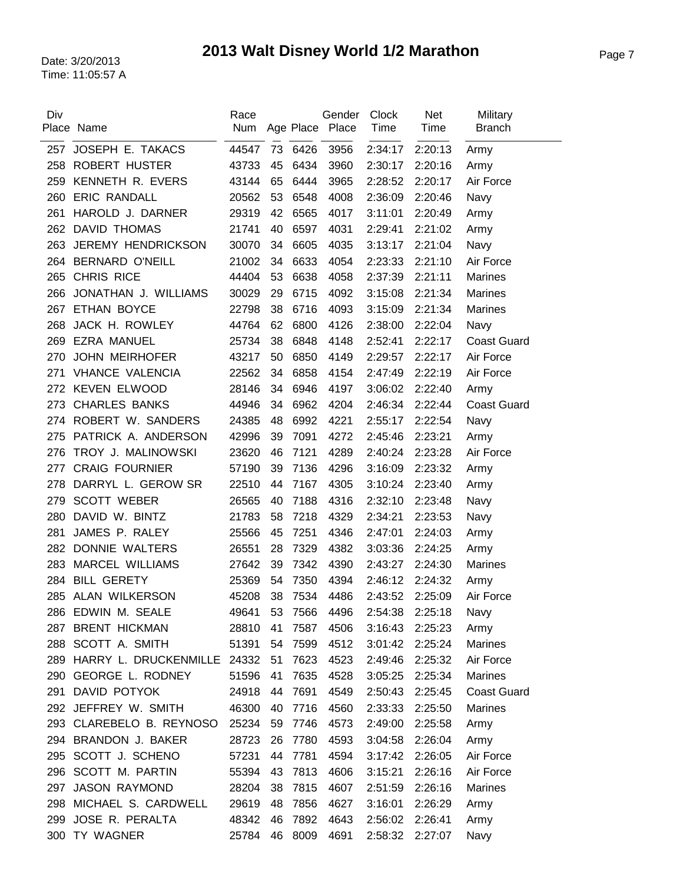# 2013 Walt Disney World 1/2 Marathon

Date: 3/20/2013
Time: 11:05:57 A

| Div Place | Name | Race Num | Age | Place | Gender Place | Clock Time | Net Time | Military Branch |
|---|---|---|---|---|---|---|---|---|
| 257 | JOSEPH E. TAKACS | 44547 | 73 | 6426 | 3956 | 2:34:17 | 2:20:13 | Army |
| 258 | ROBERT HUSTER | 43733 | 45 | 6434 | 3960 | 2:30:17 | 2:20:16 | Army |
| 259 | KENNETH R. EVERS | 43144 | 65 | 6444 | 3965 | 2:28:52 | 2:20:17 | Air Force |
| 260 | ERIC RANDALL | 20562 | 53 | 6548 | 4008 | 2:36:09 | 2:20:46 | Navy |
| 261 | HAROLD J. DARNER | 29319 | 42 | 6565 | 4017 | 3:11:01 | 2:20:49 | Army |
| 262 | DAVID THOMAS | 21741 | 40 | 6597 | 4031 | 2:29:41 | 2:21:02 | Army |
| 263 | JEREMY HENDRICKSON | 30070 | 34 | 6605 | 4035 | 3:13:17 | 2:21:04 | Navy |
| 264 | BERNARD O'NEILL | 21002 | 34 | 6633 | 4054 | 2:23:33 | 2:21:10 | Air Force |
| 265 | CHRIS RICE | 44404 | 53 | 6638 | 4058 | 2:37:39 | 2:21:11 | Marines |
| 266 | JONATHAN J. WILLIAMS | 30029 | 29 | 6715 | 4092 | 3:15:08 | 2:21:34 | Marines |
| 267 | ETHAN BOYCE | 22798 | 38 | 6716 | 4093 | 3:15:09 | 2:21:34 | Marines |
| 268 | JACK H. ROWLEY | 44764 | 62 | 6800 | 4126 | 2:38:00 | 2:22:04 | Navy |
| 269 | EZRA MANUEL | 25734 | 38 | 6848 | 4148 | 2:52:41 | 2:22:17 | Coast Guard |
| 270 | JOHN MEIRHOFER | 43217 | 50 | 6850 | 4149 | 2:29:57 | 2:22:17 | Air Force |
| 271 | VHANCE VALENCIA | 22562 | 34 | 6858 | 4154 | 2:47:49 | 2:22:19 | Air Force |
| 272 | KEVEN ELWOOD | 28146 | 34 | 6946 | 4197 | 3:06:02 | 2:22:40 | Army |
| 273 | CHARLES BANKS | 44946 | 34 | 6962 | 4204 | 2:46:34 | 2:22:44 | Coast Guard |
| 274 | ROBERT W. SANDERS | 24385 | 48 | 6992 | 4221 | 2:55:17 | 2:22:54 | Navy |
| 275 | PATRICK A. ANDERSON | 42996 | 39 | 7091 | 4272 | 2:45:46 | 2:23:21 | Army |
| 276 | TROY J. MALINOWSKI | 23620 | 46 | 7121 | 4289 | 2:40:24 | 2:23:28 | Air Force |
| 277 | CRAIG FOURNIER | 57190 | 39 | 7136 | 4296 | 3:16:09 | 2:23:32 | Army |
| 278 | DARRYL L. GEROW SR | 22510 | 44 | 7167 | 4305 | 3:10:24 | 2:23:40 | Army |
| 279 | SCOTT WEBER | 26565 | 40 | 7188 | 4316 | 2:32:10 | 2:23:48 | Navy |
| 280 | DAVID W. BINTZ | 21783 | 58 | 7218 | 4329 | 2:34:21 | 2:23:53 | Navy |
| 281 | JAMES P. RALEY | 25566 | 45 | 7251 | 4346 | 2:47:01 | 2:24:03 | Army |
| 282 | DONNIE WALTERS | 26551 | 28 | 7329 | 4382 | 3:03:36 | 2:24:25 | Army |
| 283 | MARCEL WILLIAMS | 27642 | 39 | 7342 | 4390 | 2:43:27 | 2:24:30 | Marines |
| 284 | BILL GERETY | 25369 | 54 | 7350 | 4394 | 2:46:12 | 2:24:32 | Army |
| 285 | ALAN WILKERSON | 45208 | 38 | 7534 | 4486 | 2:43:52 | 2:25:09 | Air Force |
| 286 | EDWIN M. SEALE | 49641 | 53 | 7566 | 4496 | 2:54:38 | 2:25:18 | Navy |
| 287 | BRENT HICKMAN | 28810 | 41 | 7587 | 4506 | 3:16:43 | 2:25:23 | Army |
| 288 | SCOTT A. SMITH | 51391 | 54 | 7599 | 4512 | 3:01:42 | 2:25:24 | Marines |
| 289 | HARRY L. DRUCKENMILLE | 24332 | 51 | 7623 | 4523 | 2:49:46 | 2:25:32 | Air Force |
| 290 | GEORGE L. RODNEY | 51596 | 41 | 7635 | 4528 | 3:05:25 | 2:25:34 | Marines |
| 291 | DAVID POTYOK | 24918 | 44 | 7691 | 4549 | 2:50:43 | 2:25:45 | Coast Guard |
| 292 | JEFFREY W. SMITH | 46300 | 40 | 7716 | 4560 | 2:33:33 | 2:25:50 | Marines |
| 293 | CLAREBELO B. REYNOSO | 25234 | 59 | 7746 | 4573 | 2:49:00 | 2:25:58 | Army |
| 294 | BRANDON J. BAKER | 28723 | 26 | 7780 | 4593 | 3:04:58 | 2:26:04 | Army |
| 295 | SCOTT J. SCHENO | 57231 | 44 | 7781 | 4594 | 3:17:42 | 2:26:05 | Air Force |
| 296 | SCOTT M. PARTIN | 55394 | 43 | 7813 | 4606 | 3:15:21 | 2:26:16 | Air Force |
| 297 | JASON RAYMOND | 28204 | 38 | 7815 | 4607 | 2:51:59 | 2:26:16 | Marines |
| 298 | MICHAEL S. CARDWELL | 29619 | 48 | 7856 | 4627 | 3:16:01 | 2:26:29 | Army |
| 299 | JOSE R. PERALTA | 48342 | 46 | 7892 | 4643 | 2:56:02 | 2:26:41 | Army |
| 300 | TY WAGNER | 25784 | 46 | 8009 | 4691 | 2:58:32 | 2:27:07 | Navy |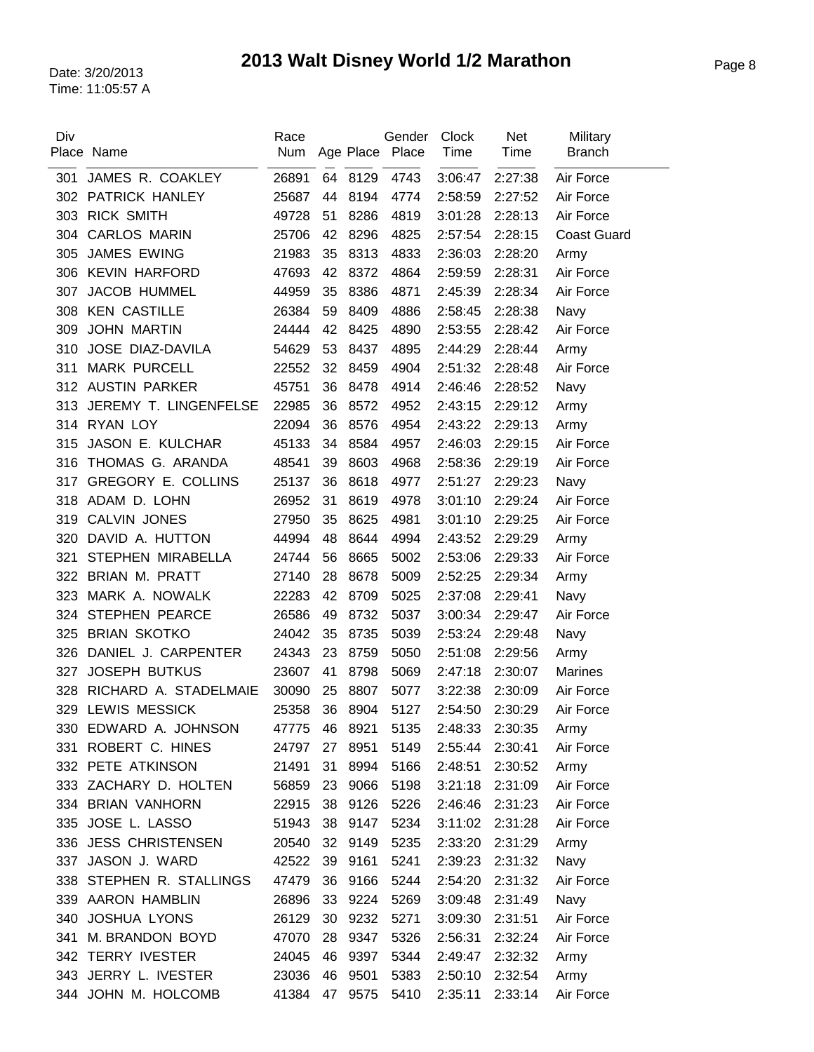# 2013 Walt Disney World 1/2 Marathon

Date: 3/20/2013
Time: 11:05:57 A

| Div Place | Name | Race Num | Age | Place | Gender Place | Clock Time | Net Time | Military Branch |
|---|---|---|---|---|---|---|---|---|
| 301 | JAMES R. COAKLEY | 26891 | 64 | 8129 | 4743 | 3:06:47 | 2:27:38 | Air Force |
| 302 | PATRICK HANLEY | 25687 | 44 | 8194 | 4774 | 2:58:59 | 2:27:52 | Air Force |
| 303 | RICK SMITH | 49728 | 51 | 8286 | 4819 | 3:01:28 | 2:28:13 | Air Force |
| 304 | CARLOS MARIN | 25706 | 42 | 8296 | 4825 | 2:57:54 | 2:28:15 | Coast Guard |
| 305 | JAMES EWING | 21983 | 35 | 8313 | 4833 | 2:36:03 | 2:28:20 | Army |
| 306 | KEVIN HARFORD | 47693 | 42 | 8372 | 4864 | 2:59:59 | 2:28:31 | Air Force |
| 307 | JACOB HUMMEL | 44959 | 35 | 8386 | 4871 | 2:45:39 | 2:28:34 | Air Force |
| 308 | KEN CASTILLE | 26384 | 59 | 8409 | 4886 | 2:58:45 | 2:28:38 | Navy |
| 309 | JOHN MARTIN | 24444 | 42 | 8425 | 4890 | 2:53:55 | 2:28:42 | Air Force |
| 310 | JOSE DIAZ-DAVILA | 54629 | 53 | 8437 | 4895 | 2:44:29 | 2:28:44 | Army |
| 311 | MARK PURCELL | 22552 | 32 | 8459 | 4904 | 2:51:32 | 2:28:48 | Air Force |
| 312 | AUSTIN PARKER | 45751 | 36 | 8478 | 4914 | 2:46:46 | 2:28:52 | Navy |
| 313 | JEREMY T. LINGENFELSE | 22985 | 36 | 8572 | 4952 | 2:43:15 | 2:29:12 | Army |
| 314 | RYAN LOY | 22094 | 36 | 8576 | 4954 | 2:43:22 | 2:29:13 | Army |
| 315 | JASON E. KULCHAR | 45133 | 34 | 8584 | 4957 | 2:46:03 | 2:29:15 | Air Force |
| 316 | THOMAS G. ARANDA | 48541 | 39 | 8603 | 4968 | 2:58:36 | 2:29:19 | Air Force |
| 317 | GREGORY E. COLLINS | 25137 | 36 | 8618 | 4977 | 2:51:27 | 2:29:23 | Navy |
| 318 | ADAM D. LOHN | 26952 | 31 | 8619 | 4978 | 3:01:10 | 2:29:24 | Air Force |
| 319 | CALVIN JONES | 27950 | 35 | 8625 | 4981 | 3:01:10 | 2:29:25 | Air Force |
| 320 | DAVID A. HUTTON | 44994 | 48 | 8644 | 4994 | 2:43:52 | 2:29:29 | Army |
| 321 | STEPHEN MIRABELLA | 24744 | 56 | 8665 | 5002 | 2:53:06 | 2:29:33 | Air Force |
| 322 | BRIAN M. PRATT | 27140 | 28 | 8678 | 5009 | 2:52:25 | 2:29:34 | Army |
| 323 | MARK A. NOWALK | 22283 | 42 | 8709 | 5025 | 2:37:08 | 2:29:41 | Navy |
| 324 | STEPHEN PEARCE | 26586 | 49 | 8732 | 5037 | 3:00:34 | 2:29:47 | Air Force |
| 325 | BRIAN SKOTKO | 24042 | 35 | 8735 | 5039 | 2:53:24 | 2:29:48 | Navy |
| 326 | DANIEL J. CARPENTER | 24343 | 23 | 8759 | 5050 | 2:51:08 | 2:29:56 | Army |
| 327 | JOSEPH BUTKUS | 23607 | 41 | 8798 | 5069 | 2:47:18 | 2:30:07 | Marines |
| 328 | RICHARD A. STADELMAIE | 30090 | 25 | 8807 | 5077 | 3:22:38 | 2:30:09 | Air Force |
| 329 | LEWIS MESSICK | 25358 | 36 | 8904 | 5127 | 2:54:50 | 2:30:29 | Air Force |
| 330 | EDWARD A. JOHNSON | 47775 | 46 | 8921 | 5135 | 2:48:33 | 2:30:35 | Army |
| 331 | ROBERT C. HINES | 24797 | 27 | 8951 | 5149 | 2:55:44 | 2:30:41 | Air Force |
| 332 | PETE ATKINSON | 21491 | 31 | 8994 | 5166 | 2:48:51 | 2:30:52 | Army |
| 333 | ZACHARY D. HOLTEN | 56859 | 23 | 9066 | 5198 | 3:21:18 | 2:31:09 | Air Force |
| 334 | BRIAN VANHORN | 22915 | 38 | 9126 | 5226 | 2:46:46 | 2:31:23 | Air Force |
| 335 | JOSE L. LASSO | 51943 | 38 | 9147 | 5234 | 3:11:02 | 2:31:28 | Air Force |
| 336 | JESS CHRISTENSEN | 20540 | 32 | 9149 | 5235 | 2:33:20 | 2:31:29 | Army |
| 337 | JASON J. WARD | 42522 | 39 | 9161 | 5241 | 2:39:23 | 2:31:32 | Navy |
| 338 | STEPHEN R. STALLINGS | 47479 | 36 | 9166 | 5244 | 2:54:20 | 2:31:32 | Air Force |
| 339 | AARON HAMBLIN | 26896 | 33 | 9224 | 5269 | 3:09:48 | 2:31:49 | Navy |
| 340 | JOSHUA LYONS | 26129 | 30 | 9232 | 5271 | 3:09:30 | 2:31:51 | Air Force |
| 341 | M. BRANDON BOYD | 47070 | 28 | 9347 | 5326 | 2:56:31 | 2:32:24 | Air Force |
| 342 | TERRY IVESTER | 24045 | 46 | 9397 | 5344 | 2:49:47 | 2:32:32 | Army |
| 343 | JERRY L. IVESTER | 23036 | 46 | 9501 | 5383 | 2:50:10 | 2:32:54 | Army |
| 344 | JOHN M. HOLCOMB | 41384 | 47 | 9575 | 5410 | 2:35:11 | 2:33:14 | Air Force |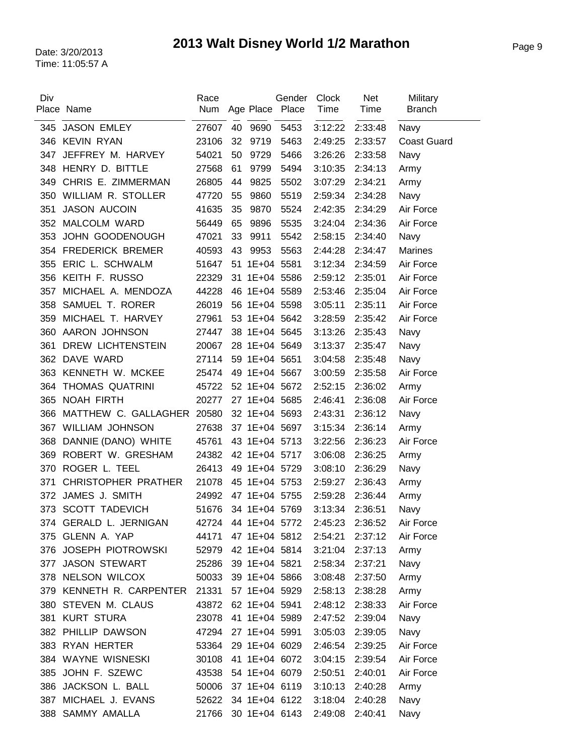# 2013 Walt Disney World 1/2 Marathon

Date: 3/20/2013
Time: 11:05:57 A

| Div Place | Name | Race Num | Age | Place | Gender Place | Clock Time | Net Time | Military Branch |
|---|---|---|---|---|---|---|---|---|
| 345 | JASON EMLEY | 27607 | 40 | 9690 | 5453 | 3:12:22 | 2:33:48 | Navy |
| 346 | KEVIN RYAN | 23106 | 32 | 9719 | 5463 | 2:49:25 | 2:33:57 | Coast Guard |
| 347 | JEFFREY M. HARVEY | 54021 | 50 | 9729 | 5466 | 3:26:26 | 2:33:58 | Navy |
| 348 | HENRY D. BITTLE | 27568 | 61 | 9799 | 5494 | 3:10:35 | 2:34:13 | Army |
| 349 | CHRIS E. ZIMMERMAN | 26805 | 44 | 9825 | 5502 | 3:07:29 | 2:34:21 | Army |
| 350 | WILLIAM R. STOLLER | 47720 | 55 | 9860 | 5519 | 2:59:34 | 2:34:28 | Navy |
| 351 | JASON AUCOIN | 41635 | 35 | 9870 | 5524 | 2:42:35 | 2:34:29 | Air Force |
| 352 | MALCOLM WARD | 56449 | 65 | 9896 | 5535 | 3:24:04 | 2:34:36 | Air Force |
| 353 | JOHN GOODENOUGH | 47021 | 33 | 9911 | 5542 | 2:58:15 | 2:34:40 | Navy |
| 354 | FREDERICK BREMER | 40593 | 43 | 9953 | 5563 | 2:44:28 | 2:34:47 | Marines |
| 355 | ERIC L. SCHWALM | 51647 | 51 | 1E+04 | 5581 | 3:12:34 | 2:34:59 | Air Force |
| 356 | KEITH F. RUSSO | 22329 | 31 | 1E+04 | 5586 | 2:59:12 | 2:35:01 | Air Force |
| 357 | MICHAEL A. MENDOZA | 44228 | 46 | 1E+04 | 5589 | 2:53:46 | 2:35:04 | Air Force |
| 358 | SAMUEL T. RORER | 26019 | 56 | 1E+04 | 5598 | 3:05:11 | 2:35:11 | Air Force |
| 359 | MICHAEL T. HARVEY | 27961 | 53 | 1E+04 | 5642 | 3:28:59 | 2:35:42 | Air Force |
| 360 | AARON JOHNSON | 27447 | 38 | 1E+04 | 5645 | 3:13:26 | 2:35:43 | Navy |
| 361 | DREW LICHTENSTEIN | 20067 | 28 | 1E+04 | 5649 | 3:13:37 | 2:35:47 | Navy |
| 362 | DAVE WARD | 27114 | 59 | 1E+04 | 5651 | 3:04:58 | 2:35:48 | Navy |
| 363 | KENNETH W. MCKEE | 25474 | 49 | 1E+04 | 5667 | 3:00:59 | 2:35:58 | Air Force |
| 364 | THOMAS QUATRINI | 45722 | 52 | 1E+04 | 5672 | 2:52:15 | 2:36:02 | Army |
| 365 | NOAH FIRTH | 20277 | 27 | 1E+04 | 5685 | 2:46:41 | 2:36:08 | Air Force |
| 366 | MATTHEW C. GALLAGHER | 20580 | 32 | 1E+04 | 5693 | 2:43:31 | 2:36:12 | Navy |
| 367 | WILLIAM JOHNSON | 27638 | 37 | 1E+04 | 5697 | 3:15:34 | 2:36:14 | Army |
| 368 | DANNIE (DANO) WHITE | 45761 | 43 | 1E+04 | 5713 | 3:22:56 | 2:36:23 | Air Force |
| 369 | ROBERT W. GRESHAM | 24382 | 42 | 1E+04 | 5717 | 3:06:08 | 2:36:25 | Army |
| 370 | ROGER L. TEEL | 26413 | 49 | 1E+04 | 5729 | 3:08:10 | 2:36:29 | Navy |
| 371 | CHRISTOPHER PRATHER | 21078 | 45 | 1E+04 | 5753 | 2:59:27 | 2:36:43 | Army |
| 372 | JAMES J. SMITH | 24992 | 47 | 1E+04 | 5755 | 2:59:28 | 2:36:44 | Army |
| 373 | SCOTT TADEVICH | 51676 | 34 | 1E+04 | 5769 | 3:13:34 | 2:36:51 | Navy |
| 374 | GERALD L. JERNIGAN | 42724 | 44 | 1E+04 | 5772 | 2:45:23 | 2:36:52 | Air Force |
| 375 | GLENN A. YAP | 44171 | 47 | 1E+04 | 5812 | 2:54:21 | 2:37:12 | Air Force |
| 376 | JOSEPH PIOTROWSKI | 52979 | 42 | 1E+04 | 5814 | 3:21:04 | 2:37:13 | Army |
| 377 | JASON STEWART | 25286 | 39 | 1E+04 | 5821 | 2:58:34 | 2:37:21 | Navy |
| 378 | NELSON WILCOX | 50033 | 39 | 1E+04 | 5866 | 3:08:48 | 2:37:50 | Army |
| 379 | KENNETH R. CARPENTER | 21331 | 57 | 1E+04 | 5929 | 2:58:13 | 2:38:28 | Army |
| 380 | STEVEN M. CLAUS | 43872 | 62 | 1E+04 | 5941 | 2:48:12 | 2:38:33 | Air Force |
| 381 | KURT STURA | 23078 | 41 | 1E+04 | 5989 | 2:47:52 | 2:39:04 | Navy |
| 382 | PHILLIP DAWSON | 47294 | 27 | 1E+04 | 5991 | 3:05:03 | 2:39:05 | Navy |
| 383 | RYAN HERTER | 53364 | 29 | 1E+04 | 6029 | 2:46:54 | 2:39:25 | Air Force |
| 384 | WAYNE WISNESKI | 30108 | 41 | 1E+04 | 6072 | 3:04:15 | 2:39:54 | Air Force |
| 385 | JOHN F. SZEWC | 43538 | 54 | 1E+04 | 6079 | 2:50:51 | 2:40:01 | Air Force |
| 386 | JACKSON L. BALL | 50006 | 37 | 1E+04 | 6119 | 3:10:13 | 2:40:28 | Army |
| 387 | MICHAEL J. EVANS | 52622 | 34 | 1E+04 | 6122 | 3:18:04 | 2:40:28 | Navy |
| 388 | SAMMY AMALLA | 21766 | 30 | 1E+04 | 6143 | 2:49:08 | 2:40:41 | Navy |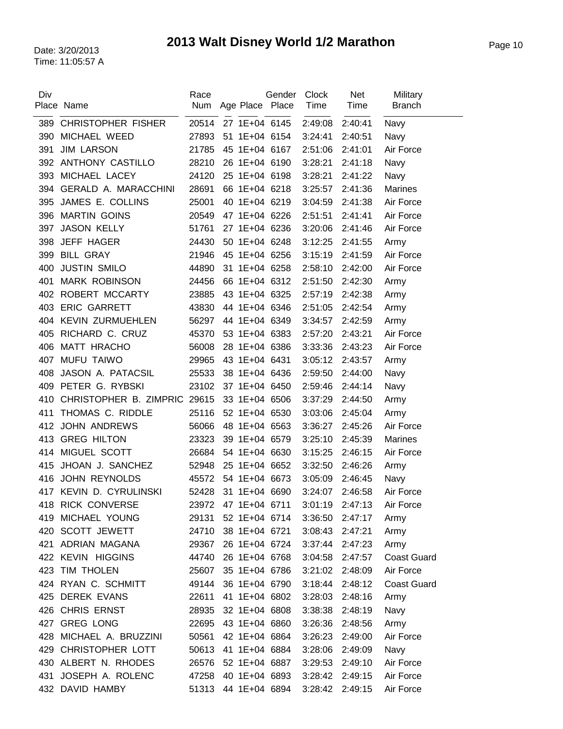# 2013 Walt Disney World 1/2 Marathon

Date: 3/20/2013
Time: 11:05:57 A

| Div Place | Name | Race Num | Age | Place | Gender Place | Clock Time | Net Time | Military Branch |
|---|---|---|---|---|---|---|---|---|
| 389 | CHRISTOPHER FISHER | 20514 | 27 | 1E+04 | 6145 | 2:49:08 | 2:40:41 | Navy |
| 390 | MICHAEL WEED | 27893 | 51 | 1E+04 | 6154 | 3:24:41 | 2:40:51 | Navy |
| 391 | JIM LARSON | 21785 | 45 | 1E+04 | 6167 | 2:51:06 | 2:41:01 | Air Force |
| 392 | ANTHONY CASTILLO | 28210 | 26 | 1E+04 | 6190 | 3:28:21 | 2:41:18 | Navy |
| 393 | MICHAEL LACEY | 24120 | 25 | 1E+04 | 6198 | 3:28:21 | 2:41:22 | Navy |
| 394 | GERALD A. MARACCHINI | 28691 | 66 | 1E+04 | 6218 | 3:25:57 | 2:41:36 | Marines |
| 395 | JAMES E. COLLINS | 25001 | 40 | 1E+04 | 6219 | 3:04:59 | 2:41:38 | Air Force |
| 396 | MARTIN GOINS | 20549 | 47 | 1E+04 | 6226 | 2:51:51 | 2:41:41 | Air Force |
| 397 | JASON KELLY | 51761 | 27 | 1E+04 | 6236 | 3:20:06 | 2:41:46 | Air Force |
| 398 | JEFF HAGER | 24430 | 50 | 1E+04 | 6248 | 3:12:25 | 2:41:55 | Army |
| 399 | BILL GRAY | 21946 | 45 | 1E+04 | 6256 | 3:15:19 | 2:41:59 | Air Force |
| 400 | JUSTIN SMILO | 44890 | 31 | 1E+04 | 6258 | 2:58:10 | 2:42:00 | Air Force |
| 401 | MARK ROBINSON | 24456 | 66 | 1E+04 | 6312 | 2:51:50 | 2:42:30 | Army |
| 402 | ROBERT MCCARTY | 23885 | 43 | 1E+04 | 6325 | 2:57:19 | 2:42:38 | Army |
| 403 | ERIC GARRETT | 43830 | 44 | 1E+04 | 6346 | 2:51:05 | 2:42:54 | Army |
| 404 | KEVIN ZURMUEHLEN | 56297 | 44 | 1E+04 | 6349 | 3:34:57 | 2:42:59 | Army |
| 405 | RICHARD C. CRUZ | 45370 | 53 | 1E+04 | 6383 | 2:57:20 | 2:43:21 | Air Force |
| 406 | MATT HRACHO | 56008 | 28 | 1E+04 | 6386 | 3:33:36 | 2:43:23 | Air Force |
| 407 | MUFU TAIWO | 29965 | 43 | 1E+04 | 6431 | 3:05:12 | 2:43:57 | Army |
| 408 | JASON A. PATACSIL | 25533 | 38 | 1E+04 | 6436 | 2:59:50 | 2:44:00 | Navy |
| 409 | PETER G. RYBSKI | 23102 | 37 | 1E+04 | 6450 | 2:59:46 | 2:44:14 | Navy |
| 410 | CHRISTOPHER B. ZIMPRIC | 29615 | 33 | 1E+04 | 6506 | 3:37:29 | 2:44:50 | Army |
| 411 | THOMAS C. RIDDLE | 25116 | 52 | 1E+04 | 6530 | 3:03:06 | 2:45:04 | Army |
| 412 | JOHN ANDREWS | 56066 | 48 | 1E+04 | 6563 | 3:36:27 | 2:45:26 | Air Force |
| 413 | GREG HILTON | 23323 | 39 | 1E+04 | 6579 | 3:25:10 | 2:45:39 | Marines |
| 414 | MIGUEL SCOTT | 26684 | 54 | 1E+04 | 6630 | 3:15:25 | 2:46:15 | Air Force |
| 415 | JHOAN J. SANCHEZ | 52948 | 25 | 1E+04 | 6652 | 3:32:50 | 2:46:26 | Army |
| 416 | JOHN REYNOLDS | 45572 | 54 | 1E+04 | 6673 | 3:05:09 | 2:46:45 | Navy |
| 417 | KEVIN D. CYRULINSKI | 52428 | 31 | 1E+04 | 6690 | 3:24:07 | 2:46:58 | Air Force |
| 418 | RICK CONVERSE | 23972 | 47 | 1E+04 | 6711 | 3:01:19 | 2:47:13 | Air Force |
| 419 | MICHAEL YOUNG | 29131 | 52 | 1E+04 | 6714 | 3:36:50 | 2:47:17 | Army |
| 420 | SCOTT JEWETT | 24710 | 38 | 1E+04 | 6721 | 3:08:43 | 2:47:21 | Army |
| 421 | ADRIAN MAGANA | 29367 | 26 | 1E+04 | 6724 | 3:37:44 | 2:47:23 | Army |
| 422 | KEVIN HIGGINS | 44740 | 26 | 1E+04 | 6768 | 3:04:58 | 2:47:57 | Coast Guard |
| 423 | TIM THOLEN | 25607 | 35 | 1E+04 | 6786 | 3:21:02 | 2:48:09 | Air Force |
| 424 | RYAN C. SCHMITT | 49144 | 36 | 1E+04 | 6790 | 3:18:44 | 2:48:12 | Coast Guard |
| 425 | DEREK EVANS | 22611 | 41 | 1E+04 | 6802 | 3:28:03 | 2:48:16 | Army |
| 426 | CHRIS ERNST | 28935 | 32 | 1E+04 | 6808 | 3:38:38 | 2:48:19 | Navy |
| 427 | GREG LONG | 22695 | 43 | 1E+04 | 6860 | 3:26:36 | 2:48:56 | Army |
| 428 | MICHAEL A. BRUZZINI | 50561 | 42 | 1E+04 | 6864 | 3:26:23 | 2:49:00 | Air Force |
| 429 | CHRISTOPHER LOTT | 50613 | 41 | 1E+04 | 6884 | 3:28:06 | 2:49:09 | Navy |
| 430 | ALBERT N. RHODES | 26576 | 52 | 1E+04 | 6887 | 3:29:53 | 2:49:10 | Air Force |
| 431 | JOSEPH A. ROLENC | 47258 | 40 | 1E+04 | 6893 | 3:28:42 | 2:49:15 | Air Force |
| 432 | DAVID HAMBY | 51313 | 44 | 1E+04 | 6894 | 3:28:42 | 2:49:15 | Air Force |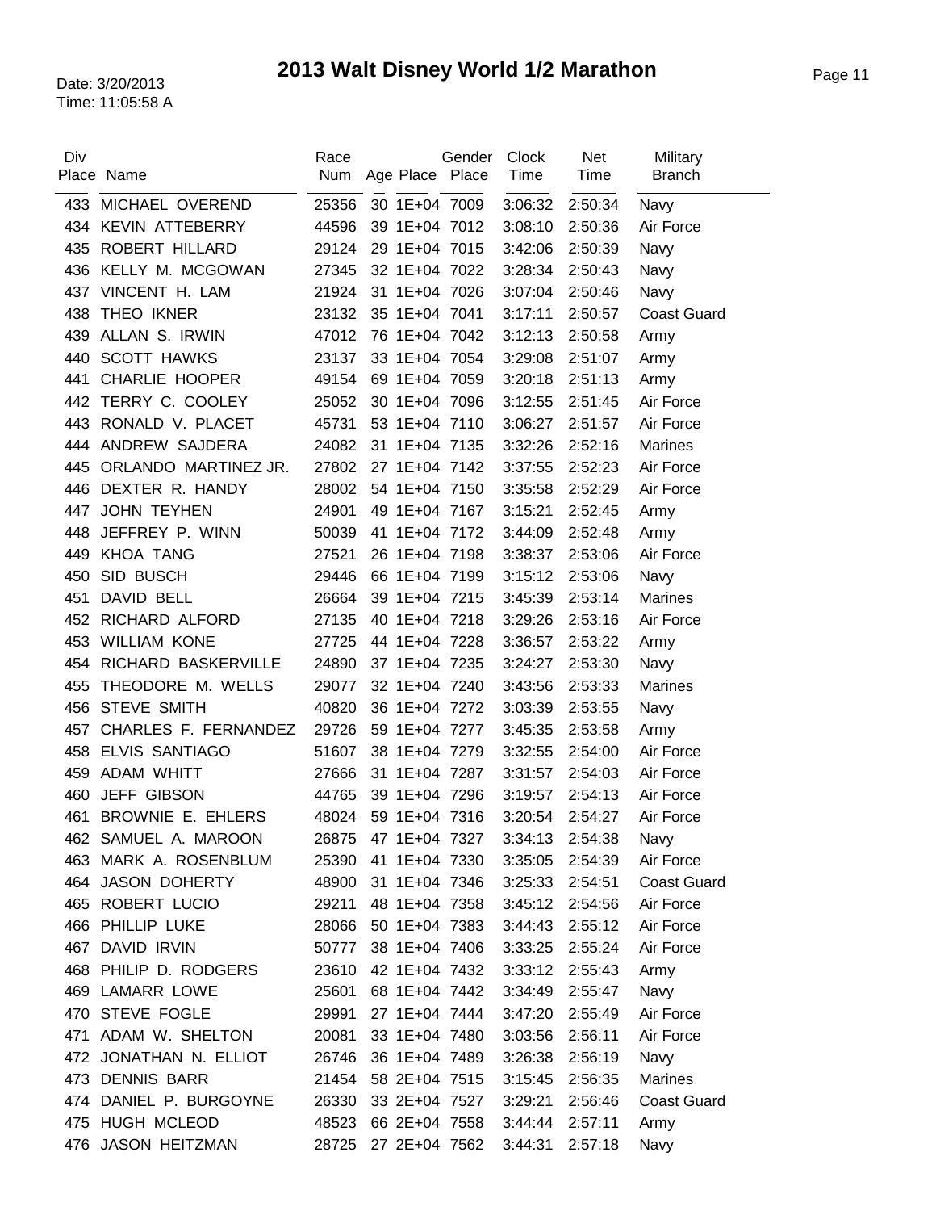# 2013 Walt Disney World 1/2 Marathon

Date: 3/20/2013
Time: 11:05:58 A

| Div Place | Name | Race Num | Age | Place | Gender Place | Clock Time | Net Time | Military Branch |
|---|---|---|---|---|---|---|---|---|
| 433 | MICHAEL OVEREND | 25356 | 30 | 1E+04 | 7009 | 3:06:32 | 2:50:34 | Navy |
| 434 | KEVIN ATTEBERRY | 44596 | 39 | 1E+04 | 7012 | 3:08:10 | 2:50:36 | Air Force |
| 435 | ROBERT HILLARD | 29124 | 29 | 1E+04 | 7015 | 3:42:06 | 2:50:39 | Navy |
| 436 | KELLY M. MCGOWAN | 27345 | 32 | 1E+04 | 7022 | 3:28:34 | 2:50:43 | Navy |
| 437 | VINCENT H. LAM | 21924 | 31 | 1E+04 | 7026 | 3:07:04 | 2:50:46 | Navy |
| 438 | THEO IKNER | 23132 | 35 | 1E+04 | 7041 | 3:17:11 | 2:50:57 | Coast Guard |
| 439 | ALLAN S. IRWIN | 47012 | 76 | 1E+04 | 7042 | 3:12:13 | 2:50:58 | Army |
| 440 | SCOTT HAWKS | 23137 | 33 | 1E+04 | 7054 | 3:29:08 | 2:51:07 | Army |
| 441 | CHARLIE HOOPER | 49154 | 69 | 1E+04 | 7059 | 3:20:18 | 2:51:13 | Army |
| 442 | TERRY C. COOLEY | 25052 | 30 | 1E+04 | 7096 | 3:12:55 | 2:51:45 | Air Force |
| 443 | RONALD V. PLACET | 45731 | 53 | 1E+04 | 7110 | 3:06:27 | 2:51:57 | Air Force |
| 444 | ANDREW SAJDERA | 24082 | 31 | 1E+04 | 7135 | 3:32:26 | 2:52:16 | Marines |
| 445 | ORLANDO MARTINEZ JR. | 27802 | 27 | 1E+04 | 7142 | 3:37:55 | 2:52:23 | Air Force |
| 446 | DEXTER R. HANDY | 28002 | 54 | 1E+04 | 7150 | 3:35:58 | 2:52:29 | Air Force |
| 447 | JOHN TEYHEN | 24901 | 49 | 1E+04 | 7167 | 3:15:21 | 2:52:45 | Army |
| 448 | JEFFREY P. WINN | 50039 | 41 | 1E+04 | 7172 | 3:44:09 | 2:52:48 | Army |
| 449 | KHOA TANG | 27521 | 26 | 1E+04 | 7198 | 3:38:37 | 2:53:06 | Air Force |
| 450 | SID BUSCH | 29446 | 66 | 1E+04 | 7199 | 3:15:12 | 2:53:06 | Navy |
| 451 | DAVID BELL | 26664 | 39 | 1E+04 | 7215 | 3:45:39 | 2:53:14 | Marines |
| 452 | RICHARD ALFORD | 27135 | 40 | 1E+04 | 7218 | 3:29:26 | 2:53:16 | Air Force |
| 453 | WILLIAM KONE | 27725 | 44 | 1E+04 | 7228 | 3:36:57 | 2:53:22 | Army |
| 454 | RICHARD BASKERVILLE | 24890 | 37 | 1E+04 | 7235 | 3:24:27 | 2:53:30 | Navy |
| 455 | THEODORE M. WELLS | 29077 | 32 | 1E+04 | 7240 | 3:43:56 | 2:53:33 | Marines |
| 456 | STEVE SMITH | 40820 | 36 | 1E+04 | 7272 | 3:03:39 | 2:53:55 | Navy |
| 457 | CHARLES F. FERNANDEZ | 29726 | 59 | 1E+04 | 7277 | 3:45:35 | 2:53:58 | Army |
| 458 | ELVIS SANTIAGO | 51607 | 38 | 1E+04 | 7279 | 3:32:55 | 2:54:00 | Air Force |
| 459 | ADAM WHITT | 27666 | 31 | 1E+04 | 7287 | 3:31:57 | 2:54:03 | Air Force |
| 460 | JEFF GIBSON | 44765 | 39 | 1E+04 | 7296 | 3:19:57 | 2:54:13 | Air Force |
| 461 | BROWNIE E. EHLERS | 48024 | 59 | 1E+04 | 7316 | 3:20:54 | 2:54:27 | Air Force |
| 462 | SAMUEL A. MAROON | 26875 | 47 | 1E+04 | 7327 | 3:34:13 | 2:54:38 | Navy |
| 463 | MARK A. ROSENBLUM | 25390 | 41 | 1E+04 | 7330 | 3:35:05 | 2:54:39 | Air Force |
| 464 | JASON DOHERTY | 48900 | 31 | 1E+04 | 7346 | 3:25:33 | 2:54:51 | Coast Guard |
| 465 | ROBERT LUCIO | 29211 | 48 | 1E+04 | 7358 | 3:45:12 | 2:54:56 | Air Force |
| 466 | PHILLIP LUKE | 28066 | 50 | 1E+04 | 7383 | 3:44:43 | 2:55:12 | Air Force |
| 467 | DAVID IRVIN | 50777 | 38 | 1E+04 | 7406 | 3:33:25 | 2:55:24 | Air Force |
| 468 | PHILIP D. RODGERS | 23610 | 42 | 1E+04 | 7432 | 3:33:12 | 2:55:43 | Army |
| 469 | LAMARR LOWE | 25601 | 68 | 1E+04 | 7442 | 3:34:49 | 2:55:47 | Navy |
| 470 | STEVE FOGLE | 29991 | 27 | 1E+04 | 7444 | 3:47:20 | 2:55:49 | Air Force |
| 471 | ADAM W. SHELTON | 20081 | 33 | 1E+04 | 7480 | 3:03:56 | 2:56:11 | Air Force |
| 472 | JONATHAN N. ELLIOT | 26746 | 36 | 1E+04 | 7489 | 3:26:38 | 2:56:19 | Navy |
| 473 | DENNIS BARR | 21454 | 58 | 2E+04 | 7515 | 3:15:45 | 2:56:35 | Marines |
| 474 | DANIEL P. BURGOYNE | 26330 | 33 | 2E+04 | 7527 | 3:29:21 | 2:56:46 | Coast Guard |
| 475 | HUGH MCLEOD | 48523 | 66 | 2E+04 | 7558 | 3:44:44 | 2:57:11 | Army |
| 476 | JASON HEITZMAN | 28725 | 27 | 2E+04 | 7562 | 3:44:31 | 2:57:18 | Navy |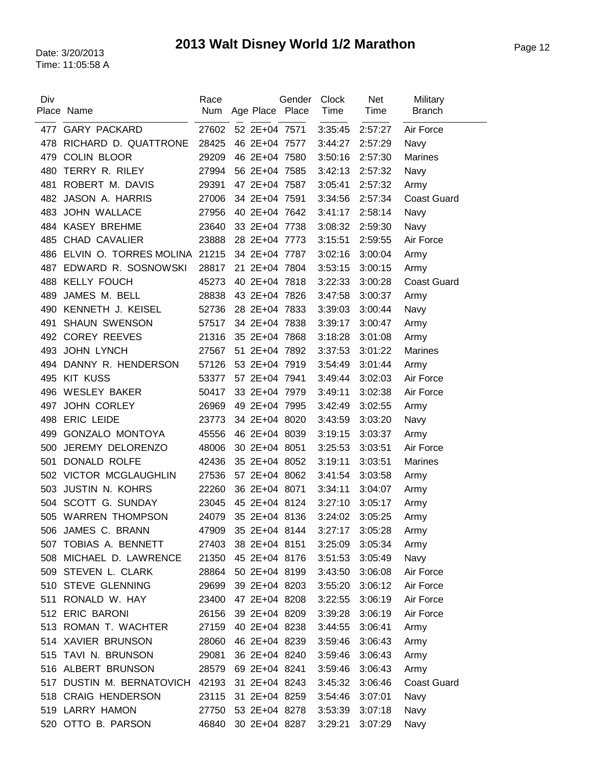# 2013 Walt Disney World 1/2 Marathon

Date: 3/20/2013
Time: 11:05:58 A

| Div Place | Name | Race Num | Age | Place | Gender Place | Clock Time | Net Time | Military Branch |
|---|---|---|---|---|---|---|---|---|
| 477 | GARY PACKARD | 27602 | 52 | 2E+04 | 7571 | 3:35:45 | 2:57:27 | Air Force |
| 478 | RICHARD D. QUATTRONE | 28425 | 46 | 2E+04 | 7577 | 3:44:27 | 2:57:29 | Navy |
| 479 | COLIN BLOOR | 29209 | 46 | 2E+04 | 7580 | 3:50:16 | 2:57:30 | Marines |
| 480 | TERRY R. RILEY | 27994 | 56 | 2E+04 | 7585 | 3:42:13 | 2:57:32 | Navy |
| 481 | ROBERT M. DAVIS | 29391 | 47 | 2E+04 | 7587 | 3:05:41 | 2:57:32 | Army |
| 482 | JASON A. HARRIS | 27006 | 34 | 2E+04 | 7591 | 3:34:56 | 2:57:34 | Coast Guard |
| 483 | JOHN WALLACE | 27956 | 40 | 2E+04 | 7642 | 3:41:17 | 2:58:14 | Navy |
| 484 | KASEY BREHME | 23640 | 33 | 2E+04 | 7738 | 3:08:32 | 2:59:30 | Navy |
| 485 | CHAD CAVALIER | 23888 | 28 | 2E+04 | 7773 | 3:15:51 | 2:59:55 | Air Force |
| 486 | ELVIN O. TORRES MOLINA | 21215 | 34 | 2E+04 | 7787 | 3:02:16 | 3:00:04 | Army |
| 487 | EDWARD R. SOSNOWSKI | 28817 | 21 | 2E+04 | 7804 | 3:53:15 | 3:00:15 | Army |
| 488 | KELLY FOUCH | 45273 | 40 | 2E+04 | 7818 | 3:22:33 | 3:00:28 | Coast Guard |
| 489 | JAMES M. BELL | 28838 | 43 | 2E+04 | 7826 | 3:47:58 | 3:00:37 | Army |
| 490 | KENNETH J. KEISEL | 52736 | 28 | 2E+04 | 7833 | 3:39:03 | 3:00:44 | Navy |
| 491 | SHAUN SWENSON | 57517 | 34 | 2E+04 | 7838 | 3:39:17 | 3:00:47 | Army |
| 492 | COREY REEVES | 21316 | 35 | 2E+04 | 7868 | 3:18:28 | 3:01:08 | Army |
| 493 | JOHN LYNCH | 27567 | 51 | 2E+04 | 7892 | 3:37:53 | 3:01:22 | Marines |
| 494 | DANNY R. HENDERSON | 57126 | 53 | 2E+04 | 7919 | 3:54:49 | 3:01:44 | Army |
| 495 | KIT KUSS | 53377 | 57 | 2E+04 | 7941 | 3:49:44 | 3:02:03 | Air Force |
| 496 | WESLEY BAKER | 50417 | 33 | 2E+04 | 7979 | 3:49:11 | 3:02:38 | Air Force |
| 497 | JOHN CORLEY | 26969 | 49 | 2E+04 | 7995 | 3:42:49 | 3:02:55 | Army |
| 498 | ERIC LEIDE | 23773 | 34 | 2E+04 | 8020 | 3:43:59 | 3:03:20 | Navy |
| 499 | GONZALO MONTOYA | 45556 | 46 | 2E+04 | 8039 | 3:19:15 | 3:03:37 | Army |
| 500 | JEREMY DELORENZO | 48006 | 30 | 2E+04 | 8051 | 3:25:53 | 3:03:51 | Air Force |
| 501 | DONALD ROLFE | 42436 | 35 | 2E+04 | 8052 | 3:19:11 | 3:03:51 | Marines |
| 502 | VICTOR MCGLAUGHLIN | 27536 | 57 | 2E+04 | 8062 | 3:41:54 | 3:03:58 | Army |
| 503 | JUSTIN N. KOHRS | 22260 | 36 | 2E+04 | 8071 | 3:34:11 | 3:04:07 | Army |
| 504 | SCOTT G. SUNDAY | 23045 | 45 | 2E+04 | 8124 | 3:27:10 | 3:05:17 | Army |
| 505 | WARREN THOMPSON | 24079 | 35 | 2E+04 | 8136 | 3:24:02 | 3:05:25 | Army |
| 506 | JAMES C. BRANN | 47909 | 35 | 2E+04 | 8144 | 3:27:17 | 3:05:28 | Army |
| 507 | TOBIAS A. BENNETT | 27403 | 38 | 2E+04 | 8151 | 3:25:09 | 3:05:34 | Army |
| 508 | MICHAEL D. LAWRENCE | 21350 | 45 | 2E+04 | 8176 | 3:51:53 | 3:05:49 | Navy |
| 509 | STEVEN L. CLARK | 28864 | 50 | 2E+04 | 8199 | 3:43:50 | 3:06:08 | Air Force |
| 510 | STEVE GLENNING | 29699 | 39 | 2E+04 | 8203 | 3:55:20 | 3:06:12 | Air Force |
| 511 | RONALD W. HAY | 23400 | 47 | 2E+04 | 8208 | 3:22:55 | 3:06:19 | Air Force |
| 512 | ERIC BARONI | 26156 | 39 | 2E+04 | 8209 | 3:39:28 | 3:06:19 | Air Force |
| 513 | ROMAN T. WACHTER | 27159 | 40 | 2E+04 | 8238 | 3:44:55 | 3:06:41 | Army |
| 514 | XAVIER BRUNSON | 28060 | 46 | 2E+04 | 8239 | 3:59:46 | 3:06:43 | Army |
| 515 | TAVI N. BRUNSON | 29081 | 36 | 2E+04 | 8240 | 3:59:46 | 3:06:43 | Army |
| 516 | ALBERT BRUNSON | 28579 | 69 | 2E+04 | 8241 | 3:59:46 | 3:06:43 | Army |
| 517 | DUSTIN M. BERNATOVICH | 42193 | 31 | 2E+04 | 8243 | 3:45:32 | 3:06:46 | Coast Guard |
| 518 | CRAIG HENDERSON | 23115 | 31 | 2E+04 | 8259 | 3:54:46 | 3:07:01 | Navy |
| 519 | LARRY HAMON | 27750 | 53 | 2E+04 | 8278 | 3:53:39 | 3:07:18 | Navy |
| 520 | OTTO B. PARSON | 46840 | 30 | 2E+04 | 8287 | 3:29:21 | 3:07:29 | Navy |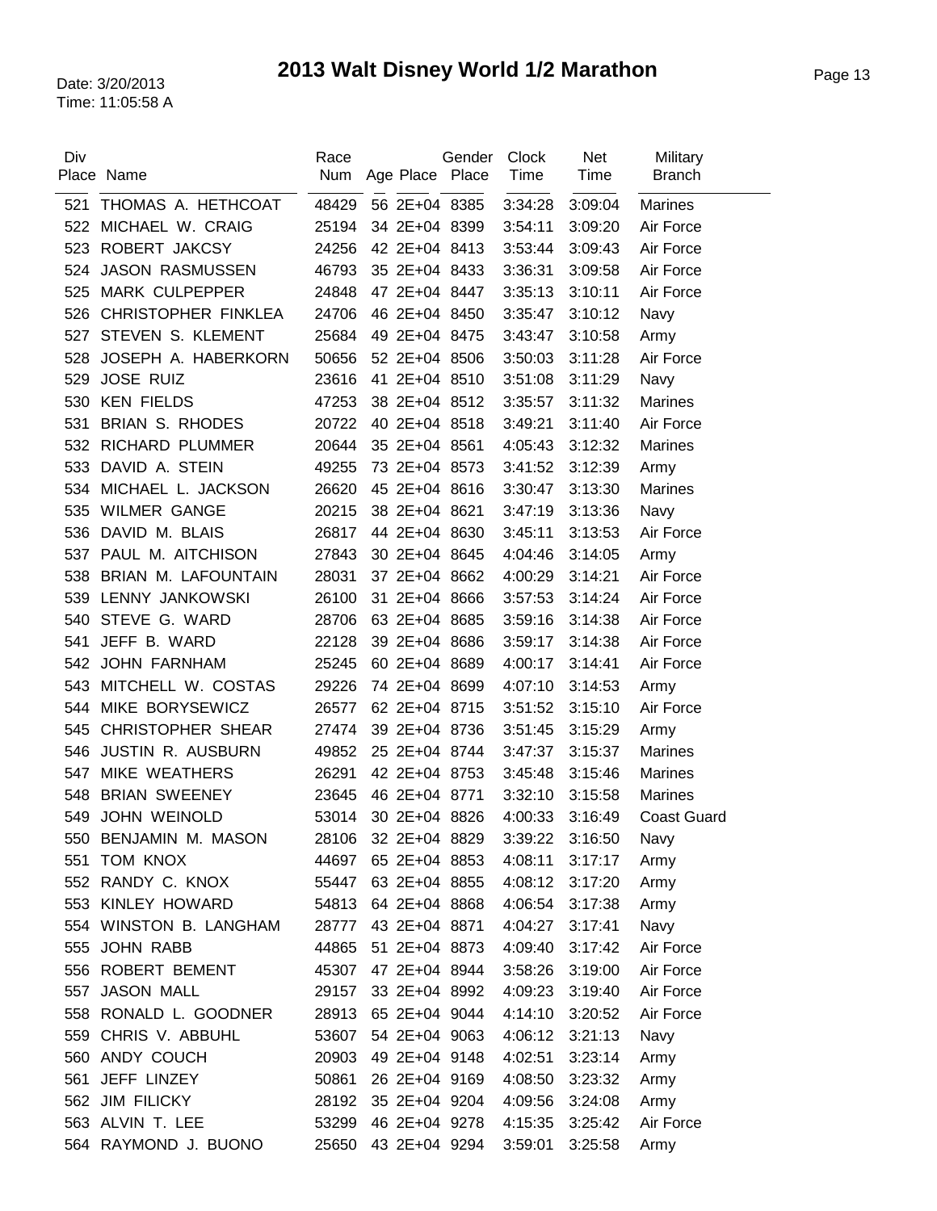# 2013 Walt Disney World 1/2 Marathon

Date: 3/20/2013
Time: 11:05:58 A

| Div Place | Name | Race Num | Age | Place | Gender Place | Clock Time | Net Time | Military Branch |
|---|---|---|---|---|---|---|---|---|
| 521 | THOMAS A. HETHCOAT | 48429 | 56 | 2E+04 | 8385 | 3:34:28 | 3:09:04 | Marines |
| 522 | MICHAEL W. CRAIG | 25194 | 34 | 2E+04 | 8399 | 3:54:11 | 3:09:20 | Air Force |
| 523 | ROBERT JAKCSY | 24256 | 42 | 2E+04 | 8413 | 3:53:44 | 3:09:43 | Air Force |
| 524 | JASON RASMUSSEN | 46793 | 35 | 2E+04 | 8433 | 3:36:31 | 3:09:58 | Air Force |
| 525 | MARK CULPEPPER | 24848 | 47 | 2E+04 | 8447 | 3:35:13 | 3:10:11 | Air Force |
| 526 | CHRISTOPHER FINKLEA | 24706 | 46 | 2E+04 | 8450 | 3:35:47 | 3:10:12 | Navy |
| 527 | STEVEN S. KLEMENT | 25684 | 49 | 2E+04 | 8475 | 3:43:47 | 3:10:58 | Army |
| 528 | JOSEPH A. HABERKORN | 50656 | 52 | 2E+04 | 8506 | 3:50:03 | 3:11:28 | Air Force |
| 529 | JOSE RUIZ | 23616 | 41 | 2E+04 | 8510 | 3:51:08 | 3:11:29 | Navy |
| 530 | KEN FIELDS | 47253 | 38 | 2E+04 | 8512 | 3:35:57 | 3:11:32 | Marines |
| 531 | BRIAN S. RHODES | 20722 | 40 | 2E+04 | 8518 | 3:49:21 | 3:11:40 | Air Force |
| 532 | RICHARD PLUMMER | 20644 | 35 | 2E+04 | 8561 | 4:05:43 | 3:12:32 | Marines |
| 533 | DAVID A. STEIN | 49255 | 73 | 2E+04 | 8573 | 3:41:52 | 3:12:39 | Army |
| 534 | MICHAEL L. JACKSON | 26620 | 45 | 2E+04 | 8616 | 3:30:47 | 3:13:30 | Marines |
| 535 | WILMER GANGE | 20215 | 38 | 2E+04 | 8621 | 3:47:19 | 3:13:36 | Navy |
| 536 | DAVID M. BLAIS | 26817 | 44 | 2E+04 | 8630 | 3:45:11 | 3:13:53 | Air Force |
| 537 | PAUL M. AITCHISON | 27843 | 30 | 2E+04 | 8645 | 4:04:46 | 3:14:05 | Army |
| 538 | BRIAN M. LAFOUNTAIN | 28031 | 37 | 2E+04 | 8662 | 4:00:29 | 3:14:21 | Air Force |
| 539 | LENNY JANKOWSKI | 26100 | 31 | 2E+04 | 8666 | 3:57:53 | 3:14:24 | Air Force |
| 540 | STEVE G. WARD | 28706 | 63 | 2E+04 | 8685 | 3:59:16 | 3:14:38 | Air Force |
| 541 | JEFF B. WARD | 22128 | 39 | 2E+04 | 8686 | 3:59:17 | 3:14:38 | Air Force |
| 542 | JOHN FARNHAM | 25245 | 60 | 2E+04 | 8689 | 4:00:17 | 3:14:41 | Air Force |
| 543 | MITCHELL W. COSTAS | 29226 | 74 | 2E+04 | 8699 | 4:07:10 | 3:14:53 | Army |
| 544 | MIKE BORYSEWICZ | 26577 | 62 | 2E+04 | 8715 | 3:51:52 | 3:15:10 | Air Force |
| 545 | CHRISTOPHER SHEAR | 27474 | 39 | 2E+04 | 8736 | 3:51:45 | 3:15:29 | Army |
| 546 | JUSTIN R. AUSBURN | 49852 | 25 | 2E+04 | 8744 | 3:47:37 | 3:15:37 | Marines |
| 547 | MIKE WEATHERS | 26291 | 42 | 2E+04 | 8753 | 3:45:48 | 3:15:46 | Marines |
| 548 | BRIAN SWEENEY | 23645 | 46 | 2E+04 | 8771 | 3:32:10 | 3:15:58 | Marines |
| 549 | JOHN WEINOLD | 53014 | 30 | 2E+04 | 8826 | 4:00:33 | 3:16:49 | Coast Guard |
| 550 | BENJAMIN M. MASON | 28106 | 32 | 2E+04 | 8829 | 3:39:22 | 3:16:50 | Navy |
| 551 | TOM KNOX | 44697 | 65 | 2E+04 | 8853 | 4:08:11 | 3:17:17 | Army |
| 552 | RANDY C. KNOX | 55447 | 63 | 2E+04 | 8855 | 4:08:12 | 3:17:20 | Army |
| 553 | KINLEY HOWARD | 54813 | 64 | 2E+04 | 8868 | 4:06:54 | 3:17:38 | Army |
| 554 | WINSTON B. LANGHAM | 28777 | 43 | 2E+04 | 8871 | 4:04:27 | 3:17:41 | Navy |
| 555 | JOHN RABB | 44865 | 51 | 2E+04 | 8873 | 4:09:40 | 3:17:42 | Air Force |
| 556 | ROBERT BEMENT | 45307 | 47 | 2E+04 | 8944 | 3:58:26 | 3:19:00 | Air Force |
| 557 | JASON MALL | 29157 | 33 | 2E+04 | 8992 | 4:09:23 | 3:19:40 | Air Force |
| 558 | RONALD L. GOODNER | 28913 | 65 | 2E+04 | 9044 | 4:14:10 | 3:20:52 | Air Force |
| 559 | CHRIS V. ABBUHL | 53607 | 54 | 2E+04 | 9063 | 4:06:12 | 3:21:13 | Navy |
| 560 | ANDY COUCH | 20903 | 49 | 2E+04 | 9148 | 4:02:51 | 3:23:14 | Army |
| 561 | JEFF LINZEY | 50861 | 26 | 2E+04 | 9169 | 4:08:50 | 3:23:32 | Army |
| 562 | JIM FILICKY | 28192 | 35 | 2E+04 | 9204 | 4:09:56 | 3:24:08 | Army |
| 563 | ALVIN T. LEE | 53299 | 46 | 2E+04 | 9278 | 4:15:35 | 3:25:42 | Air Force |
| 564 | RAYMOND J. BUONO | 25650 | 43 | 2E+04 | 9294 | 3:59:01 | 3:25:58 | Army |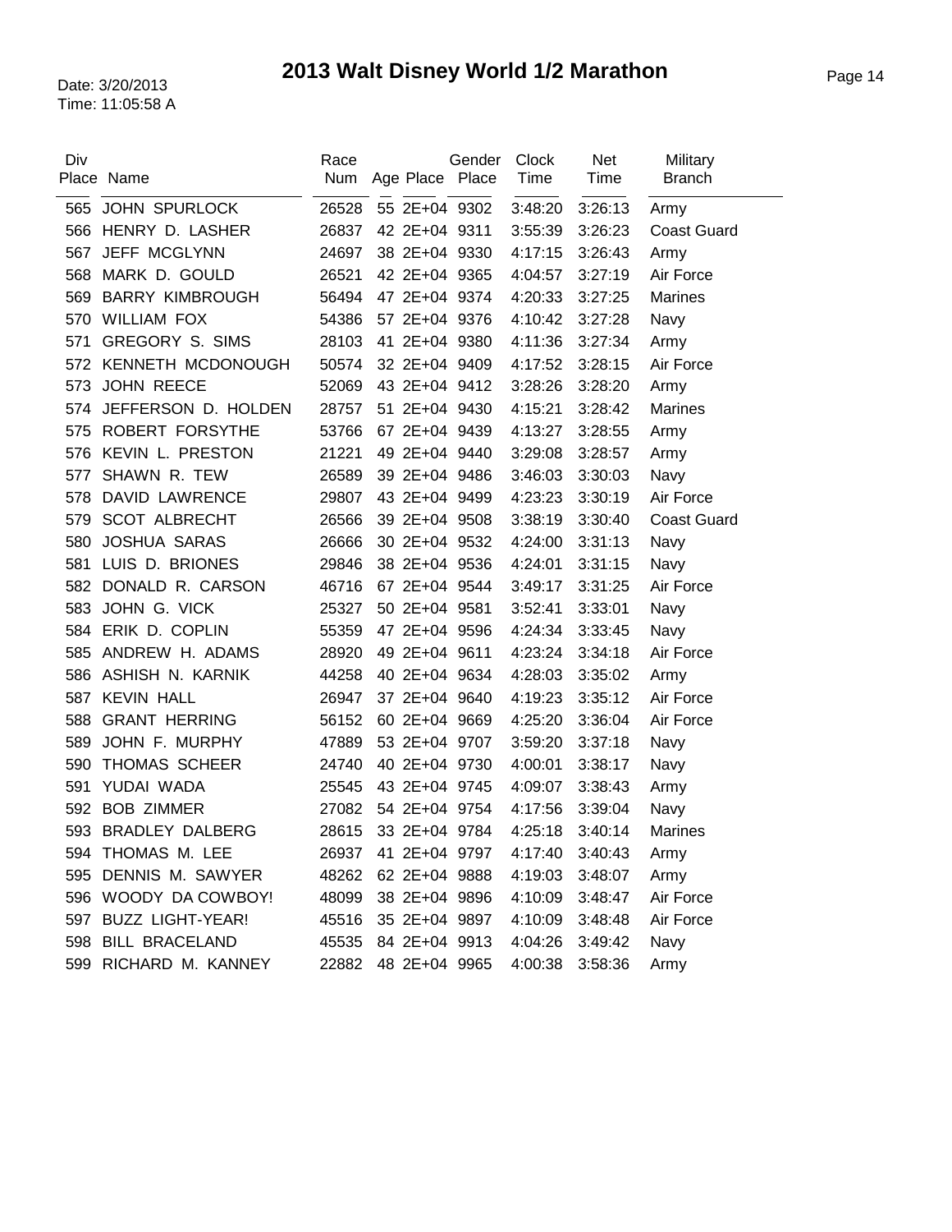# 2013 Walt Disney World 1/2 Marathon

Date: 3/20/2013
Time: 11:05:58 A

| Div Place | Name | Race Num | Age | Age Place | Gender Place | Clock Time | Net Time | Military Branch |
|---|---|---|---|---|---|---|---|---|
| 565 | JOHN SPURLOCK | 26528 | 55 | 2E+04 | 9302 | 3:48:20 | 3:26:13 | Army |
| 566 | HENRY D. LASHER | 26837 | 42 | 2E+04 | 9311 | 3:55:39 | 3:26:23 | Coast Guard |
| 567 | JEFF MCGLYNN | 24697 | 38 | 2E+04 | 9330 | 4:17:15 | 3:26:43 | Army |
| 568 | MARK D. GOULD | 26521 | 42 | 2E+04 | 9365 | 4:04:57 | 3:27:19 | Air Force |
| 569 | BARRY KIMBROUGH | 56494 | 47 | 2E+04 | 9374 | 4:20:33 | 3:27:25 | Marines |
| 570 | WILLIAM FOX | 54386 | 57 | 2E+04 | 9376 | 4:10:42 | 3:27:28 | Navy |
| 571 | GREGORY S. SIMS | 28103 | 41 | 2E+04 | 9380 | 4:11:36 | 3:27:34 | Army |
| 572 | KENNETH MCDONOUGH | 50574 | 32 | 2E+04 | 9409 | 4:17:52 | 3:28:15 | Air Force |
| 573 | JOHN REECE | 52069 | 43 | 2E+04 | 9412 | 3:28:26 | 3:28:20 | Army |
| 574 | JEFFERSON D. HOLDEN | 28757 | 51 | 2E+04 | 9430 | 4:15:21 | 3:28:42 | Marines |
| 575 | ROBERT FORSYTHE | 53766 | 67 | 2E+04 | 9439 | 4:13:27 | 3:28:55 | Army |
| 576 | KEVIN L. PRESTON | 21221 | 49 | 2E+04 | 9440 | 3:29:08 | 3:28:57 | Army |
| 577 | SHAWN R. TEW | 26589 | 39 | 2E+04 | 9486 | 3:46:03 | 3:30:03 | Navy |
| 578 | DAVID LAWRENCE | 29807 | 43 | 2E+04 | 9499 | 4:23:23 | 3:30:19 | Air Force |
| 579 | SCOT ALBRECHT | 26566 | 39 | 2E+04 | 9508 | 3:38:19 | 3:30:40 | Coast Guard |
| 580 | JOSHUA SARAS | 26666 | 30 | 2E+04 | 9532 | 4:24:00 | 3:31:13 | Navy |
| 581 | LUIS D. BRIONES | 29846 | 38 | 2E+04 | 9536 | 4:24:01 | 3:31:15 | Navy |
| 582 | DONALD R. CARSON | 46716 | 67 | 2E+04 | 9544 | 3:49:17 | 3:31:25 | Air Force |
| 583 | JOHN G. VICK | 25327 | 50 | 2E+04 | 9581 | 3:52:41 | 3:33:01 | Navy |
| 584 | ERIK D. COPLIN | 55359 | 47 | 2E+04 | 9596 | 4:24:34 | 3:33:45 | Navy |
| 585 | ANDREW H. ADAMS | 28920 | 49 | 2E+04 | 9611 | 4:23:24 | 3:34:18 | Air Force |
| 586 | ASHISH N. KARNIK | 44258 | 40 | 2E+04 | 9634 | 4:28:03 | 3:35:02 | Army |
| 587 | KEVIN HALL | 26947 | 37 | 2E+04 | 9640 | 4:19:23 | 3:35:12 | Air Force |
| 588 | GRANT HERRING | 56152 | 60 | 2E+04 | 9669 | 4:25:20 | 3:36:04 | Air Force |
| 589 | JOHN F. MURPHY | 47889 | 53 | 2E+04 | 9707 | 3:59:20 | 3:37:18 | Navy |
| 590 | THOMAS SCHEER | 24740 | 40 | 2E+04 | 9730 | 4:00:01 | 3:38:17 | Navy |
| 591 | YUDAI WADA | 25545 | 43 | 2E+04 | 9745 | 4:09:07 | 3:38:43 | Army |
| 592 | BOB ZIMMER | 27082 | 54 | 2E+04 | 9754 | 4:17:56 | 3:39:04 | Navy |
| 593 | BRADLEY DALBERG | 28615 | 33 | 2E+04 | 9784 | 4:25:18 | 3:40:14 | Marines |
| 594 | THOMAS M. LEE | 26937 | 41 | 2E+04 | 9797 | 4:17:40 | 3:40:43 | Army |
| 595 | DENNIS M. SAWYER | 48262 | 62 | 2E+04 | 9888 | 4:19:03 | 3:48:07 | Army |
| 596 | WOODY DA COWBOY! | 48099 | 38 | 2E+04 | 9896 | 4:10:09 | 3:48:47 | Air Force |
| 597 | BUZZ LIGHT-YEAR! | 45516 | 35 | 2E+04 | 9897 | 4:10:09 | 3:48:48 | Air Force |
| 598 | BILL BRACELAND | 45535 | 84 | 2E+04 | 9913 | 4:04:26 | 3:49:42 | Navy |
| 599 | RICHARD M. KANNEY | 22882 | 48 | 2E+04 | 9965 | 4:00:38 | 3:58:36 | Army |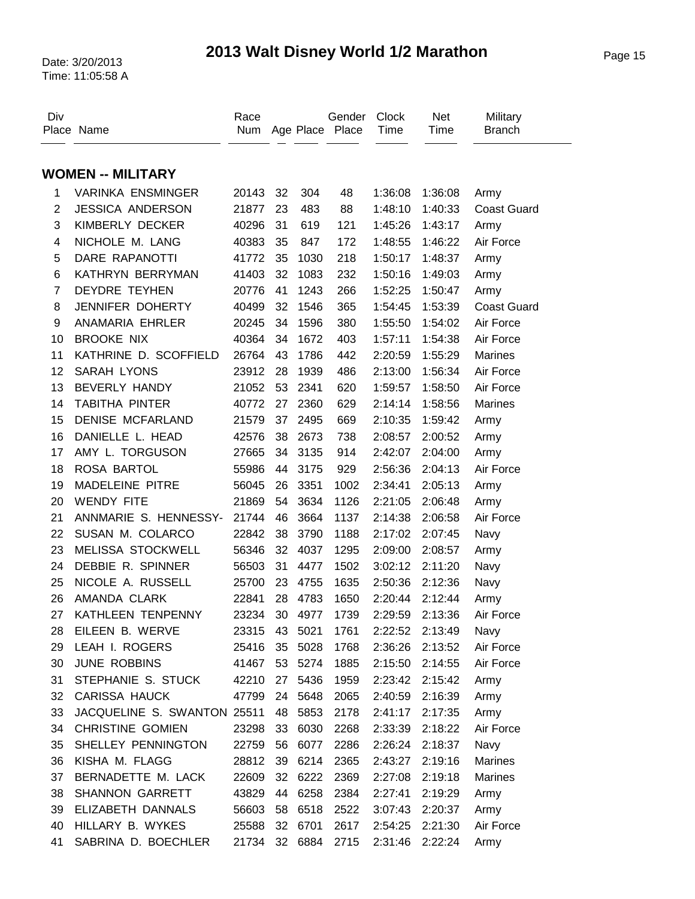# 2013 Walt Disney World 1/2 Marathon

Date: 3/20/2013
Time: 11:05:58 A

## WOMEN -- MILITARY

| Div Place | Name | Race Num | Age | Place | Gender Place | Clock Time | Net Time | Military Branch |
|---|---|---|---|---|---|---|---|---|
| 1 | VARINKA ENSMINGER | 20143 | 32 | 304 | 48 | 1:36:08 | 1:36:08 | Army |
| 2 | JESSICA ANDERSON | 21877 | 23 | 483 | 88 | 1:48:10 | 1:40:33 | Coast Guard |
| 3 | KIMBERLY DECKER | 40296 | 31 | 619 | 121 | 1:45:26 | 1:43:17 | Army |
| 4 | NICHOLE M. LANG | 40383 | 35 | 847 | 172 | 1:48:55 | 1:46:22 | Air Force |
| 5 | DARE RAPANOTTI | 41772 | 35 | 1030 | 218 | 1:50:17 | 1:48:37 | Army |
| 6 | KATHRYN BERRYMAN | 41403 | 32 | 1083 | 232 | 1:50:16 | 1:49:03 | Army |
| 7 | DEYDRE TEYHEN | 20776 | 41 | 1243 | 266 | 1:52:25 | 1:50:47 | Army |
| 8 | JENNIFER DOHERTY | 40499 | 32 | 1546 | 365 | 1:54:45 | 1:53:39 | Coast Guard |
| 9 | ANAMARIA EHRLER | 20245 | 34 | 1596 | 380 | 1:55:50 | 1:54:02 | Air Force |
| 10 | BROOKE NIX | 40364 | 34 | 1672 | 403 | 1:57:11 | 1:54:38 | Air Force |
| 11 | KATHRINE D. SCOFFIELD | 26764 | 43 | 1786 | 442 | 2:20:59 | 1:55:29 | Marines |
| 12 | SARAH LYONS | 23912 | 28 | 1939 | 486 | 2:13:00 | 1:56:34 | Air Force |
| 13 | BEVERLY HANDY | 21052 | 53 | 2341 | 620 | 1:59:57 | 1:58:50 | Air Force |
| 14 | TABITHA PINTER | 40772 | 27 | 2360 | 629 | 2:14:14 | 1:58:56 | Marines |
| 15 | DENISE MCFARLAND | 21579 | 37 | 2495 | 669 | 2:10:35 | 1:59:42 | Army |
| 16 | DANIELLE L. HEAD | 42576 | 38 | 2673 | 738 | 2:08:57 | 2:00:52 | Army |
| 17 | AMY L. TORGUSON | 27665 | 34 | 3135 | 914 | 2:42:07 | 2:04:00 | Army |
| 18 | ROSA BARTOL | 55986 | 44 | 3175 | 929 | 2:56:36 | 2:04:13 | Air Force |
| 19 | MADELEINE PITRE | 56045 | 26 | 3351 | 1002 | 2:34:41 | 2:05:13 | Army |
| 20 | WENDY FITE | 21869 | 54 | 3634 | 1126 | 2:21:05 | 2:06:48 | Army |
| 21 | ANNMARIE S. HENNESSY- | 21744 | 46 | 3664 | 1137 | 2:14:38 | 2:06:58 | Air Force |
| 22 | SUSAN M. COLARCO | 22842 | 38 | 3790 | 1188 | 2:17:02 | 2:07:45 | Navy |
| 23 | MELISSA STOCKWELL | 56346 | 32 | 4037 | 1295 | 2:09:00 | 2:08:57 | Army |
| 24 | DEBBIE R. SPINNER | 56503 | 31 | 4477 | 1502 | 3:02:12 | 2:11:20 | Navy |
| 25 | NICOLE A. RUSSELL | 25700 | 23 | 4755 | 1635 | 2:50:36 | 2:12:36 | Navy |
| 26 | AMANDA CLARK | 22841 | 28 | 4783 | 1650 | 2:20:44 | 2:12:44 | Army |
| 27 | KATHLEEN TENPENNY | 23234 | 30 | 4977 | 1739 | 2:29:59 | 2:13:36 | Air Force |
| 28 | EILEEN B. WERVE | 23315 | 43 | 5021 | 1761 | 2:22:52 | 2:13:49 | Navy |
| 29 | LEAH I. ROGERS | 25416 | 35 | 5028 | 1768 | 2:36:26 | 2:13:52 | Air Force |
| 30 | JUNE ROBBINS | 41467 | 53 | 5274 | 1885 | 2:15:50 | 2:14:55 | Air Force |
| 31 | STEPHANIE S. STUCK | 42210 | 27 | 5436 | 1959 | 2:23:42 | 2:15:42 | Army |
| 32 | CARISSA HAUCK | 47799 | 24 | 5648 | 2065 | 2:40:59 | 2:16:39 | Army |
| 33 | JACQUELINE S. SWANTON | 25511 | 48 | 5853 | 2178 | 2:41:17 | 2:17:35 | Army |
| 34 | CHRISTINE GOMIEN | 23298 | 33 | 6030 | 2268 | 2:33:39 | 2:18:22 | Air Force |
| 35 | SHELLEY PENNINGTON | 22759 | 56 | 6077 | 2286 | 2:26:24 | 2:18:37 | Navy |
| 36 | KISHA M. FLAGG | 28812 | 39 | 6214 | 2365 | 2:43:27 | 2:19:16 | Marines |
| 37 | BERNADETTE M. LACK | 22609 | 32 | 6222 | 2369 | 2:27:08 | 2:19:18 | Marines |
| 38 | SHANNON GARRETT | 43829 | 44 | 6258 | 2384 | 2:27:41 | 2:19:29 | Army |
| 39 | ELIZABETH DANNALS | 56603 | 58 | 6518 | 2522 | 3:07:43 | 2:20:37 | Army |
| 40 | HILLARY B. WYKES | 25588 | 32 | 6701 | 2617 | 2:54:25 | 2:21:30 | Air Force |
| 41 | SABRINA D. BOECHLER | 21734 | 32 | 6884 | 2715 | 2:31:46 | 2:22:24 | Army |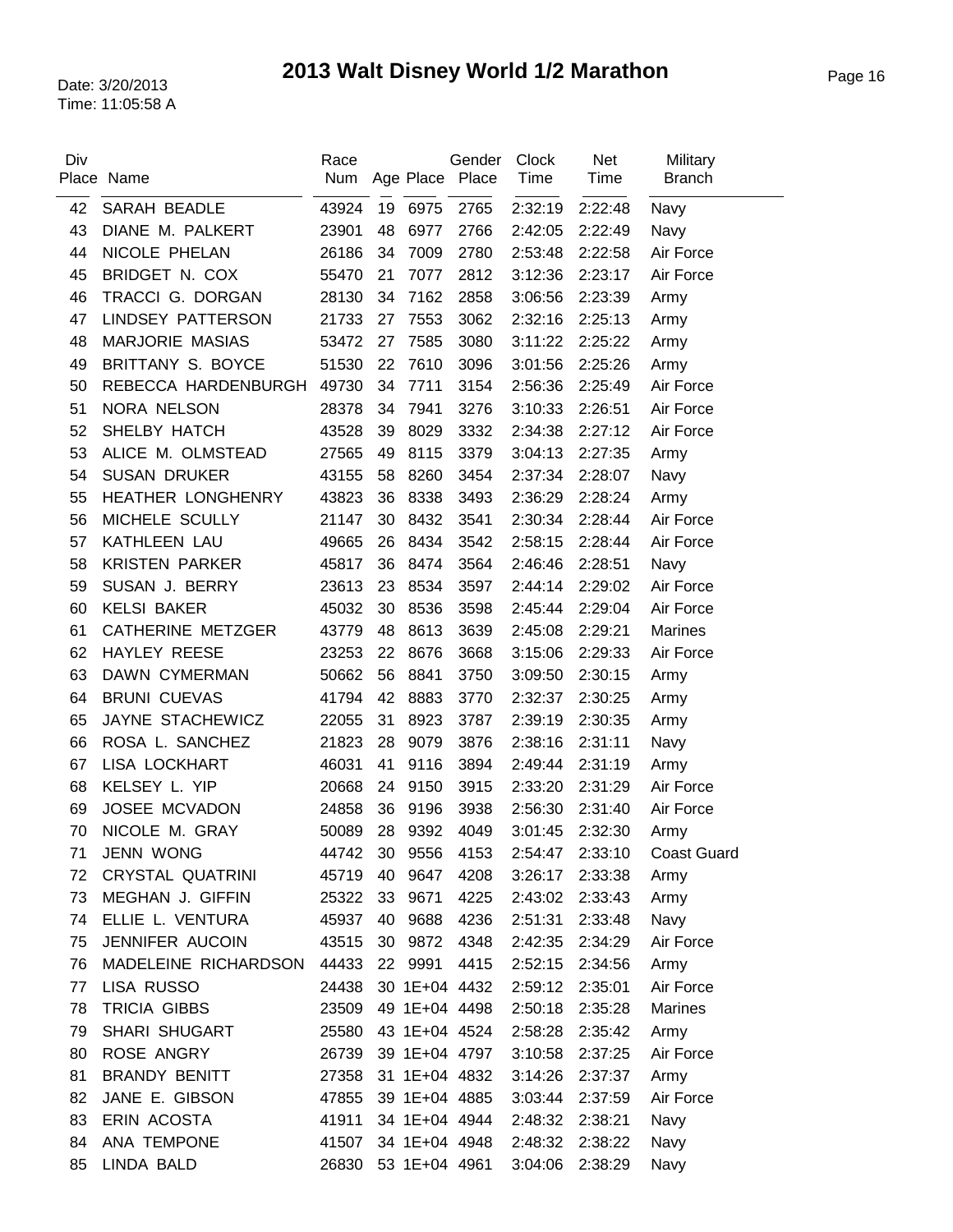# 2013 Walt Disney World 1/2 Marathon

Date: 3/20/2013
Time: 11:05:58 A

| Div Place | Name | Race Num | Age | Place | Gender Place | Clock Time | Net Time | Military Branch |
|---|---|---|---|---|---|---|---|---|
| 42 | SARAH BEADLE | 43924 | 19 | 6975 | 2765 | 2:32:19 | 2:22:48 | Navy |
| 43 | DIANE M. PALKERT | 23901 | 48 | 6977 | 2766 | 2:42:05 | 2:22:49 | Navy |
| 44 | NICOLE PHELAN | 26186 | 34 | 7009 | 2780 | 2:53:48 | 2:22:58 | Air Force |
| 45 | BRIDGET N. COX | 55470 | 21 | 7077 | 2812 | 3:12:36 | 2:23:17 | Air Force |
| 46 | TRACCI G. DORGAN | 28130 | 34 | 7162 | 2858 | 3:06:56 | 2:23:39 | Army |
| 47 | LINDSEY PATTERSON | 21733 | 27 | 7553 | 3062 | 2:32:16 | 2:25:13 | Army |
| 48 | MARJORIE MASIAS | 53472 | 27 | 7585 | 3080 | 3:11:22 | 2:25:22 | Army |
| 49 | BRITTANY S. BOYCE | 51530 | 22 | 7610 | 3096 | 3:01:56 | 2:25:26 | Army |
| 50 | REBECCA HARDENBURGH | 49730 | 34 | 7711 | 3154 | 2:56:36 | 2:25:49 | Air Force |
| 51 | NORA NELSON | 28378 | 34 | 7941 | 3276 | 3:10:33 | 2:26:51 | Air Force |
| 52 | SHELBY HATCH | 43528 | 39 | 8029 | 3332 | 2:34:38 | 2:27:12 | Air Force |
| 53 | ALICE M. OLMSTEAD | 27565 | 49 | 8115 | 3379 | 3:04:13 | 2:27:35 | Army |
| 54 | SUSAN DRUKER | 43155 | 58 | 8260 | 3454 | 2:37:34 | 2:28:07 | Navy |
| 55 | HEATHER LONGHENRY | 43823 | 36 | 8338 | 3493 | 2:36:29 | 2:28:24 | Army |
| 56 | MICHELE SCULLY | 21147 | 30 | 8432 | 3541 | 2:30:34 | 2:28:44 | Air Force |
| 57 | KATHLEEN LAU | 49665 | 26 | 8434 | 3542 | 2:58:15 | 2:28:44 | Air Force |
| 58 | KRISTEN PARKER | 45817 | 36 | 8474 | 3564 | 2:46:46 | 2:28:51 | Navy |
| 59 | SUSAN J. BERRY | 23613 | 23 | 8534 | 3597 | 2:44:14 | 2:29:02 | Air Force |
| 60 | KELSI BAKER | 45032 | 30 | 8536 | 3598 | 2:45:44 | 2:29:04 | Air Force |
| 61 | CATHERINE METZGER | 43779 | 48 | 8613 | 3639 | 2:45:08 | 2:29:21 | Marines |
| 62 | HAYLEY REESE | 23253 | 22 | 8676 | 3668 | 3:15:06 | 2:29:33 | Air Force |
| 63 | DAWN CYMERMAN | 50662 | 56 | 8841 | 3750 | 3:09:50 | 2:30:15 | Army |
| 64 | BRUNI CUEVAS | 41794 | 42 | 8883 | 3770 | 2:32:37 | 2:30:25 | Army |
| 65 | JAYNE STACHEWICZ | 22055 | 31 | 8923 | 3787 | 2:39:19 | 2:30:35 | Army |
| 66 | ROSA L. SANCHEZ | 21823 | 28 | 9079 | 3876 | 2:38:16 | 2:31:11 | Navy |
| 67 | LISA LOCKHART | 46031 | 41 | 9116 | 3894 | 2:49:44 | 2:31:19 | Army |
| 68 | KELSEY L. YIP | 20668 | 24 | 9150 | 3915 | 2:33:20 | 2:31:29 | Air Force |
| 69 | JOSEE MCVADON | 24858 | 36 | 9196 | 3938 | 2:56:30 | 2:31:40 | Air Force |
| 70 | NICOLE M. GRAY | 50089 | 28 | 9392 | 4049 | 3:01:45 | 2:32:30 | Army |
| 71 | JENN WONG | 44742 | 30 | 9556 | 4153 | 2:54:47 | 2:33:10 | Coast Guard |
| 72 | CRYSTAL QUATRINI | 45719 | 40 | 9647 | 4208 | 3:26:17 | 2:33:38 | Army |
| 73 | MEGHAN J. GIFFIN | 25322 | 33 | 9671 | 4225 | 2:43:02 | 2:33:43 | Army |
| 74 | ELLIE L. VENTURA | 45937 | 40 | 9688 | 4236 | 2:51:31 | 2:33:48 | Navy |
| 75 | JENNIFER AUCOIN | 43515 | 30 | 9872 | 4348 | 2:42:35 | 2:34:29 | Air Force |
| 76 | MADELEINE RICHARDSON | 44433 | 22 | 9991 | 4415 | 2:52:15 | 2:34:56 | Army |
| 77 | LISA RUSSO | 24438 | 30 | 1E+04 | 4432 | 2:59:12 | 2:35:01 | Air Force |
| 78 | TRICIA GIBBS | 23509 | 49 | 1E+04 | 4498 | 2:50:18 | 2:35:28 | Marines |
| 79 | SHARI SHUGART | 25580 | 43 | 1E+04 | 4524 | 2:58:28 | 2:35:42 | Army |
| 80 | ROSE ANGRY | 26739 | 39 | 1E+04 | 4797 | 3:10:58 | 2:37:25 | Air Force |
| 81 | BRANDY BENITT | 27358 | 31 | 1E+04 | 4832 | 3:14:26 | 2:37:37 | Army |
| 82 | JANE E. GIBSON | 47855 | 39 | 1E+04 | 4885 | 3:03:44 | 2:37:59 | Air Force |
| 83 | ERIN ACOSTA | 41911 | 34 | 1E+04 | 4944 | 2:48:32 | 2:38:21 | Navy |
| 84 | ANA TEMPONE | 41507 | 34 | 1E+04 | 4948 | 2:48:32 | 2:38:22 | Navy |
| 85 | LINDA BALD | 26830 | 53 | 1E+04 | 4961 | 3:04:06 | 2:38:29 | Navy |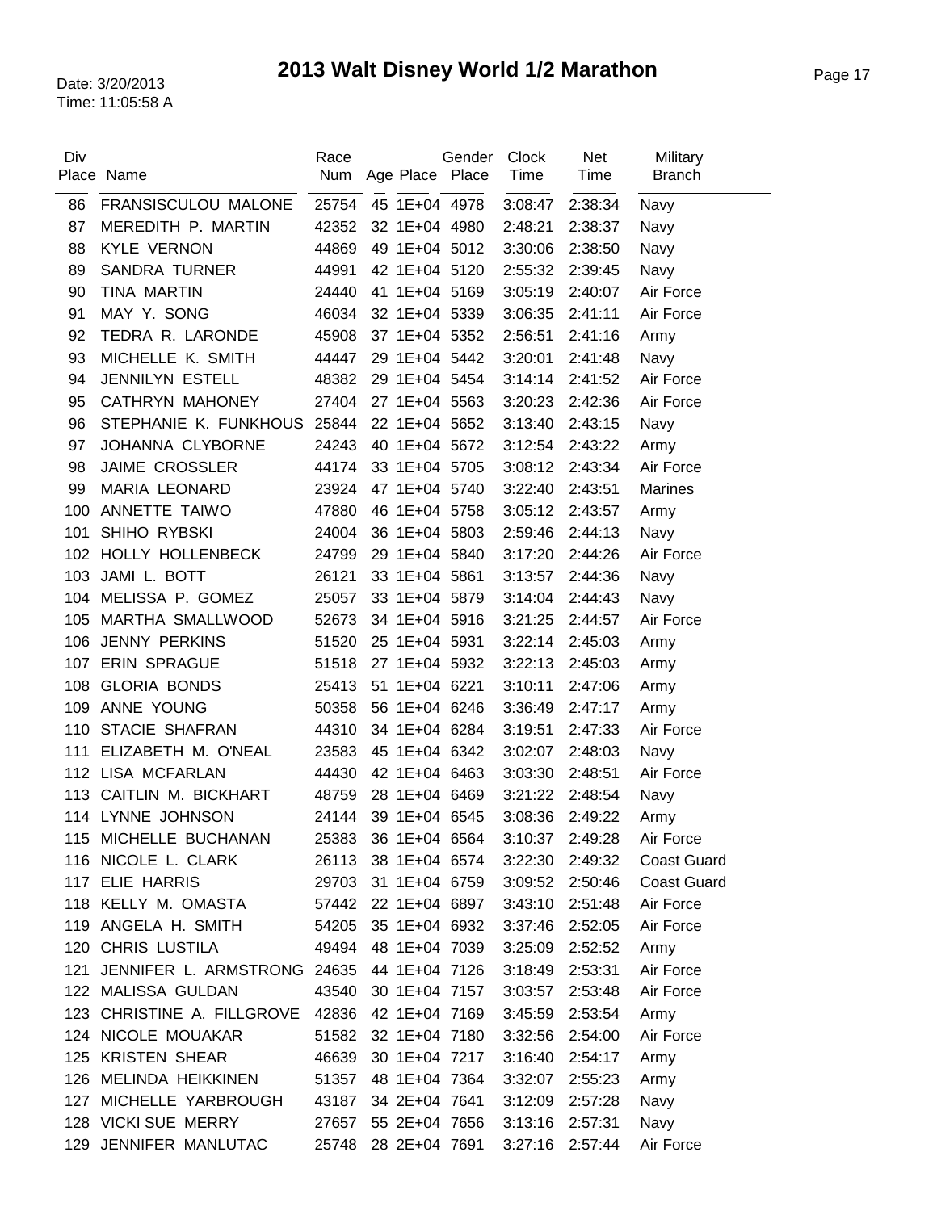# 2013 Walt Disney World 1/2 Marathon

Date: 3/20/2013
Time: 11:05:58 A

| Div Place | Name | Race Num | Age | Place | Gender Place | Clock Time | Net Time | Military Branch |
|---|---|---|---|---|---|---|---|---|
| 86 | FRANSISCULOU MALONE | 25754 | 45 | 1E+04 | 4978 | 3:08:47 | 2:38:34 | Navy |
| 87 | MEREDITH P. MARTIN | 42352 | 32 | 1E+04 | 4980 | 2:48:21 | 2:38:37 | Navy |
| 88 | KYLE VERNON | 44869 | 49 | 1E+04 | 5012 | 3:30:06 | 2:38:50 | Navy |
| 89 | SANDRA TURNER | 44991 | 42 | 1E+04 | 5120 | 2:55:32 | 2:39:45 | Navy |
| 90 | TINA MARTIN | 24440 | 41 | 1E+04 | 5169 | 3:05:19 | 2:40:07 | Air Force |
| 91 | MAY Y. SONG | 46034 | 32 | 1E+04 | 5339 | 3:06:35 | 2:41:11 | Air Force |
| 92 | TEDRA R. LARONDE | 45908 | 37 | 1E+04 | 5352 | 2:56:51 | 2:41:16 | Army |
| 93 | MICHELLE K. SMITH | 44447 | 29 | 1E+04 | 5442 | 3:20:01 | 2:41:48 | Navy |
| 94 | JENNILYN ESTELL | 48382 | 29 | 1E+04 | 5454 | 3:14:14 | 2:41:52 | Air Force |
| 95 | CATHRYN MAHONEY | 27404 | 27 | 1E+04 | 5563 | 3:20:23 | 2:42:36 | Air Force |
| 96 | STEPHANIE K. FUNKHOUS | 25844 | 22 | 1E+04 | 5652 | 3:13:40 | 2:43:15 | Navy |
| 97 | JOHANNA CLYBORNE | 24243 | 40 | 1E+04 | 5672 | 3:12:54 | 2:43:22 | Army |
| 98 | JAIME CROSSLER | 44174 | 33 | 1E+04 | 5705 | 3:08:12 | 2:43:34 | Air Force |
| 99 | MARIA LEONARD | 23924 | 47 | 1E+04 | 5740 | 3:22:40 | 2:43:51 | Marines |
| 100 | ANNETTE TAIWO | 47880 | 46 | 1E+04 | 5758 | 3:05:12 | 2:43:57 | Army |
| 101 | SHIHO RYBSKI | 24004 | 36 | 1E+04 | 5803 | 2:59:46 | 2:44:13 | Navy |
| 102 | HOLLY HOLLENBECK | 24799 | 29 | 1E+04 | 5840 | 3:17:20 | 2:44:26 | Air Force |
| 103 | JAMI L. BOTT | 26121 | 33 | 1E+04 | 5861 | 3:13:57 | 2:44:36 | Navy |
| 104 | MELISSA P. GOMEZ | 25057 | 33 | 1E+04 | 5879 | 3:14:04 | 2:44:43 | Navy |
| 105 | MARTHA SMALLWOOD | 52673 | 34 | 1E+04 | 5916 | 3:21:25 | 2:44:57 | Air Force |
| 106 | JENNY PERKINS | 51520 | 25 | 1E+04 | 5931 | 3:22:14 | 2:45:03 | Army |
| 107 | ERIN SPRAGUE | 51518 | 27 | 1E+04 | 5932 | 3:22:13 | 2:45:03 | Army |
| 108 | GLORIA BONDS | 25413 | 51 | 1E+04 | 6221 | 3:10:11 | 2:47:06 | Army |
| 109 | ANNE YOUNG | 50358 | 56 | 1E+04 | 6246 | 3:36:49 | 2:47:17 | Army |
| 110 | STACIE SHAFRAN | 44310 | 34 | 1E+04 | 6284 | 3:19:51 | 2:47:33 | Air Force |
| 111 | ELIZABETH M. O'NEAL | 23583 | 45 | 1E+04 | 6342 | 3:02:07 | 2:48:03 | Navy |
| 112 | LISA MCFARLAN | 44430 | 42 | 1E+04 | 6463 | 3:03:30 | 2:48:51 | Air Force |
| 113 | CAITLIN M. BICKHART | 48759 | 28 | 1E+04 | 6469 | 3:21:22 | 2:48:54 | Navy |
| 114 | LYNNE JOHNSON | 24144 | 39 | 1E+04 | 6545 | 3:08:36 | 2:49:22 | Army |
| 115 | MICHELLE BUCHANAN | 25383 | 36 | 1E+04 | 6564 | 3:10:37 | 2:49:28 | Air Force |
| 116 | NICOLE L. CLARK | 26113 | 38 | 1E+04 | 6574 | 3:22:30 | 2:49:32 | Coast Guard |
| 117 | ELIE HARRIS | 29703 | 31 | 1E+04 | 6759 | 3:09:52 | 2:50:46 | Coast Guard |
| 118 | KELLY M. OMASTA | 57442 | 22 | 1E+04 | 6897 | 3:43:10 | 2:51:48 | Air Force |
| 119 | ANGELA H. SMITH | 54205 | 35 | 1E+04 | 6932 | 3:37:46 | 2:52:05 | Air Force |
| 120 | CHRIS LUSTILA | 49494 | 48 | 1E+04 | 7039 | 3:25:09 | 2:52:52 | Army |
| 121 | JENNIFER L. ARMSTRONG | 24635 | 44 | 1E+04 | 7126 | 3:18:49 | 2:53:31 | Air Force |
| 122 | MALISSA GULDAN | 43540 | 30 | 1E+04 | 7157 | 3:03:57 | 2:53:48 | Air Force |
| 123 | CHRISTINE A. FILLGROVE | 42836 | 42 | 1E+04 | 7169 | 3:45:59 | 2:53:54 | Army |
| 124 | NICOLE MOUAKAR | 51582 | 32 | 1E+04 | 7180 | 3:32:56 | 2:54:00 | Air Force |
| 125 | KRISTEN SHEAR | 46639 | 30 | 1E+04 | 7217 | 3:16:40 | 2:54:17 | Army |
| 126 | MELINDA HEIKKINEN | 51357 | 48 | 1E+04 | 7364 | 3:32:07 | 2:55:23 | Army |
| 127 | MICHELLE YARBROUGH | 43187 | 34 | 2E+04 | 7641 | 3:12:09 | 2:57:28 | Navy |
| 128 | VICKI SUE MERRY | 27657 | 55 | 2E+04 | 7656 | 3:13:16 | 2:57:31 | Navy |
| 129 | JENNIFER MANLUTAC | 25748 | 28 | 2E+04 | 7691 | 3:27:16 | 2:57:44 | Air Force |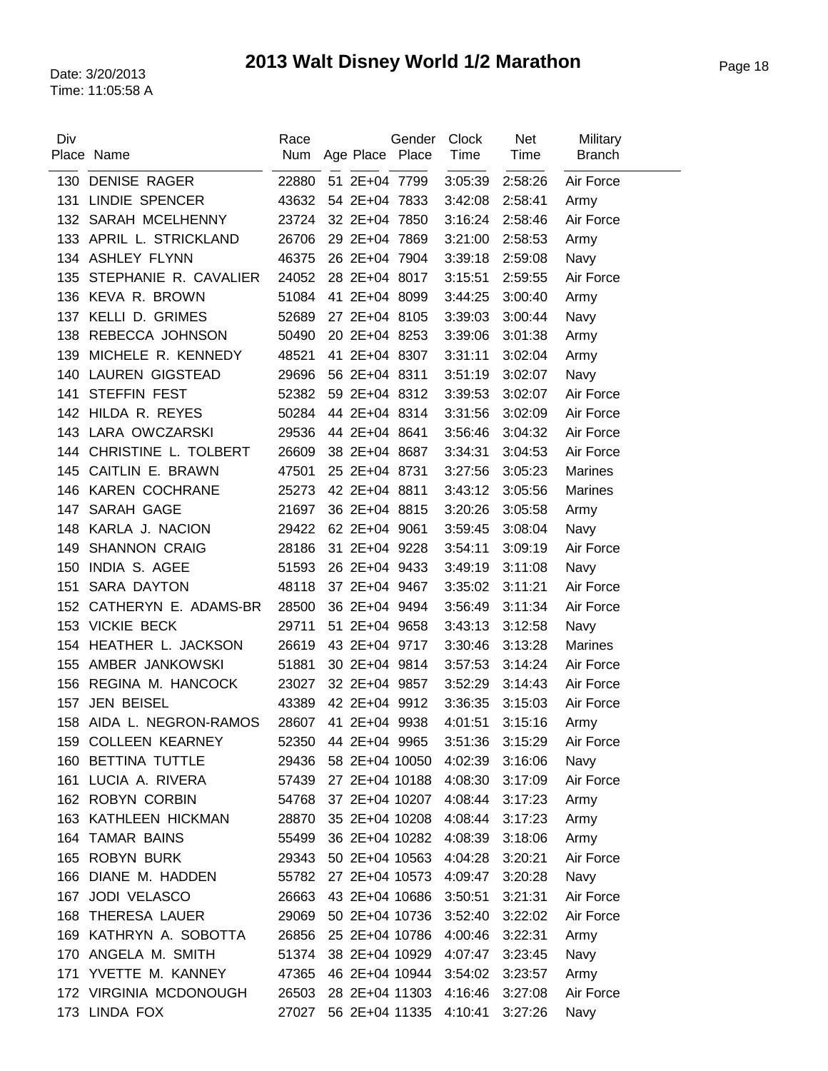# 2013 Walt Disney World 1/2 Marathon

Date: 3/20/2013
Time: 11:05:58 A

| Div Place | Name | Race Num | Age | Place | Gender Place | Clock Time | Net Time | Military Branch |
|---|---|---|---|---|---|---|---|---|
| 130 | DENISE RAGER | 22880 | 51 | 2E+04 | 7799 | 3:05:39 | 2:58:26 | Air Force |
| 131 | LINDIE SPENCER | 43632 | 54 | 2E+04 | 7833 | 3:42:08 | 2:58:41 | Army |
| 132 | SARAH MCELHENNY | 23724 | 32 | 2E+04 | 7850 | 3:16:24 | 2:58:46 | Air Force |
| 133 | APRIL L. STRICKLAND | 26706 | 29 | 2E+04 | 7869 | 3:21:00 | 2:58:53 | Army |
| 134 | ASHLEY FLYNN | 46375 | 26 | 2E+04 | 7904 | 3:39:18 | 2:59:08 | Navy |
| 135 | STEPHANIE R. CAVALIER | 24052 | 28 | 2E+04 | 8017 | 3:15:51 | 2:59:55 | Air Force |
| 136 | KEVA R. BROWN | 51084 | 41 | 2E+04 | 8099 | 3:44:25 | 3:00:40 | Army |
| 137 | KELLI D. GRIMES | 52689 | 27 | 2E+04 | 8105 | 3:39:03 | 3:00:44 | Navy |
| 138 | REBECCA JOHNSON | 50490 | 20 | 2E+04 | 8253 | 3:39:06 | 3:01:38 | Army |
| 139 | MICHELE R. KENNEDY | 48521 | 41 | 2E+04 | 8307 | 3:31:11 | 3:02:04 | Army |
| 140 | LAUREN GIGSTEAD | 29696 | 56 | 2E+04 | 8311 | 3:51:19 | 3:02:07 | Navy |
| 141 | STEFFIN FEST | 52382 | 59 | 2E+04 | 8312 | 3:39:53 | 3:02:07 | Air Force |
| 142 | HILDA R. REYES | 50284 | 44 | 2E+04 | 8314 | 3:31:56 | 3:02:09 | Air Force |
| 143 | LARA OWCZARSKI | 29536 | 44 | 2E+04 | 8641 | 3:56:46 | 3:04:32 | Air Force |
| 144 | CHRISTINE L. TOLBERT | 26609 | 38 | 2E+04 | 8687 | 3:34:31 | 3:04:53 | Air Force |
| 145 | CAITLIN E. BRAWN | 47501 | 25 | 2E+04 | 8731 | 3:27:56 | 3:05:23 | Marines |
| 146 | KAREN COCHRANE | 25273 | 42 | 2E+04 | 8811 | 3:43:12 | 3:05:56 | Marines |
| 147 | SARAH GAGE | 21697 | 36 | 2E+04 | 8815 | 3:20:26 | 3:05:58 | Army |
| 148 | KARLA J. NACION | 29422 | 62 | 2E+04 | 9061 | 3:59:45 | 3:08:04 | Navy |
| 149 | SHANNON CRAIG | 28186 | 31 | 2E+04 | 9228 | 3:54:11 | 3:09:19 | Air Force |
| 150 | INDIA S. AGEE | 51593 | 26 | 2E+04 | 9433 | 3:49:19 | 3:11:08 | Navy |
| 151 | SARA DAYTON | 48118 | 37 | 2E+04 | 9467 | 3:35:02 | 3:11:21 | Air Force |
| 152 | CATHERYN E. ADAMS-BR | 28500 | 36 | 2E+04 | 9494 | 3:56:49 | 3:11:34 | Air Force |
| 153 | VICKIE BECK | 29711 | 51 | 2E+04 | 9658 | 3:43:13 | 3:12:58 | Navy |
| 154 | HEATHER L. JACKSON | 26619 | 43 | 2E+04 | 9717 | 3:30:46 | 3:13:28 | Marines |
| 155 | AMBER JANKOWSKI | 51881 | 30 | 2E+04 | 9814 | 3:57:53 | 3:14:24 | Air Force |
| 156 | REGINA M. HANCOCK | 23027 | 32 | 2E+04 | 9857 | 3:52:29 | 3:14:43 | Air Force |
| 157 | JEN BEISEL | 43389 | 42 | 2E+04 | 9912 | 3:36:35 | 3:15:03 | Air Force |
| 158 | AIDA L. NEGRON-RAMOS | 28607 | 41 | 2E+04 | 9938 | 4:01:51 | 3:15:16 | Army |
| 159 | COLLEEN KEARNEY | 52350 | 44 | 2E+04 | 9965 | 3:51:36 | 3:15:29 | Air Force |
| 160 | BETTINA TUTTLE | 29436 | 58 | 2E+04 | 10050 | 4:02:39 | 3:16:06 | Navy |
| 161 | LUCIA A. RIVERA | 57439 | 27 | 2E+04 | 10188 | 4:08:30 | 3:17:09 | Air Force |
| 162 | ROBYN CORBIN | 54768 | 37 | 2E+04 | 10207 | 4:08:44 | 3:17:23 | Army |
| 163 | KATHLEEN HICKMAN | 28870 | 35 | 2E+04 | 10208 | 4:08:44 | 3:17:23 | Army |
| 164 | TAMAR BAINS | 55499 | 36 | 2E+04 | 10282 | 4:08:39 | 3:18:06 | Army |
| 165 | ROBYN BURK | 29343 | 50 | 2E+04 | 10563 | 4:04:28 | 3:20:21 | Air Force |
| 166 | DIANE M. HADDEN | 55782 | 27 | 2E+04 | 10573 | 4:09:47 | 3:20:28 | Navy |
| 167 | JODI VELASCO | 26663 | 43 | 2E+04 | 10686 | 3:50:51 | 3:21:31 | Air Force |
| 168 | THERESA LAUER | 29069 | 50 | 2E+04 | 10736 | 3:52:40 | 3:22:02 | Air Force |
| 169 | KATHRYN A. SOBOTTA | 26856 | 25 | 2E+04 | 10786 | 4:00:46 | 3:22:31 | Army |
| 170 | ANGELA M. SMITH | 51374 | 38 | 2E+04 | 10929 | 4:07:47 | 3:23:45 | Navy |
| 171 | YVETTE M. KANNEY | 47365 | 46 | 2E+04 | 10944 | 3:54:02 | 3:23:57 | Army |
| 172 | VIRGINIA MCDONOUGH | 26503 | 28 | 2E+04 | 11303 | 4:16:46 | 3:27:08 | Air Force |
| 173 | LINDA FOX | 27027 | 56 | 2E+04 | 11335 | 4:10:41 | 3:27:26 | Navy |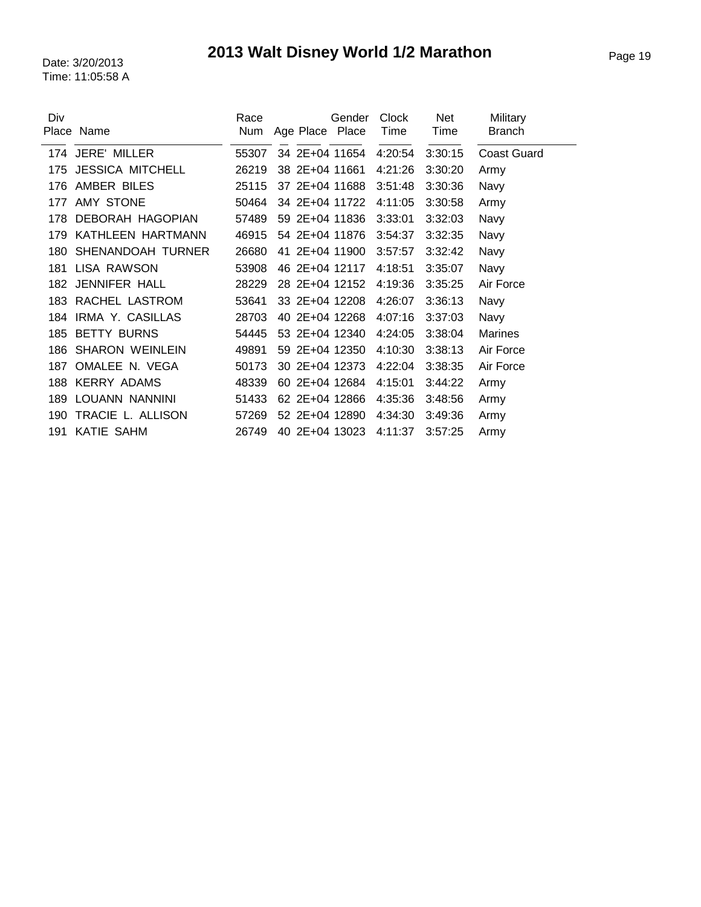# 2013 Walt Disney World 1/2 Marathon

Date: 3/20/2013
Time: 11:05:58 A

| Div Place | Name | Race Num | Age | Place | Gender Place | Clock Time | Net Time | Military Branch |
|---|---|---|---|---|---|---|---|---|
| 174 | JERE' MILLER | 55307 | 34 | 2E+04 | 11654 | 4:20:54 | 3:30:15 | Coast Guard |
| 175 | JESSICA MITCHELL | 26219 | 38 | 2E+04 | 11661 | 4:21:26 | 3:30:20 | Army |
| 176 | AMBER BILES | 25115 | 37 | 2E+04 | 11688 | 3:51:48 | 3:30:36 | Navy |
| 177 | AMY STONE | 50464 | 34 | 2E+04 | 11722 | 4:11:05 | 3:30:58 | Army |
| 178 | DEBORAH HAGOPIAN | 57489 | 59 | 2E+04 | 11836 | 3:33:01 | 3:32:03 | Navy |
| 179 | KATHLEEN HARTMANN | 46915 | 54 | 2E+04 | 11876 | 3:54:37 | 3:32:35 | Navy |
| 180 | SHENANDOAH TURNER | 26680 | 41 | 2E+04 | 11900 | 3:57:57 | 3:32:42 | Navy |
| 181 | LISA RAWSON | 53908 | 46 | 2E+04 | 12117 | 4:18:51 | 3:35:07 | Navy |
| 182 | JENNIFER HALL | 28229 | 28 | 2E+04 | 12152 | 4:19:36 | 3:35:25 | Air Force |
| 183 | RACHEL LASTROM | 53641 | 33 | 2E+04 | 12208 | 4:26:07 | 3:36:13 | Navy |
| 184 | IRMA Y. CASILLAS | 28703 | 40 | 2E+04 | 12268 | 4:07:16 | 3:37:03 | Navy |
| 185 | BETTY BURNS | 54445 | 53 | 2E+04 | 12340 | 4:24:05 | 3:38:04 | Marines |
| 186 | SHARON WEINLEIN | 49891 | 59 | 2E+04 | 12350 | 4:10:30 | 3:38:13 | Air Force |
| 187 | OMALEE N. VEGA | 50173 | 30 | 2E+04 | 12373 | 4:22:04 | 3:38:35 | Air Force |
| 188 | KERRY ADAMS | 48339 | 60 | 2E+04 | 12684 | 4:15:01 | 3:44:22 | Army |
| 189 | LOUANN NANNINI | 51433 | 62 | 2E+04 | 12866 | 4:35:36 | 3:48:56 | Army |
| 190 | TRACIE L. ALLISON | 57269 | 52 | 2E+04 | 12890 | 4:34:30 | 3:49:36 | Army |
| 191 | KATIE SAHM | 26749 | 40 | 2E+04 | 13023 | 4:11:37 | 3:57:25 | Army |